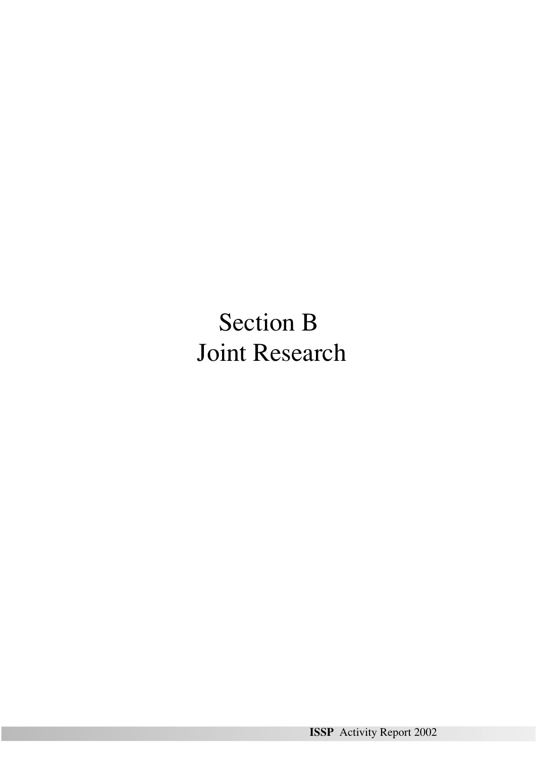# Section B
# Joint Research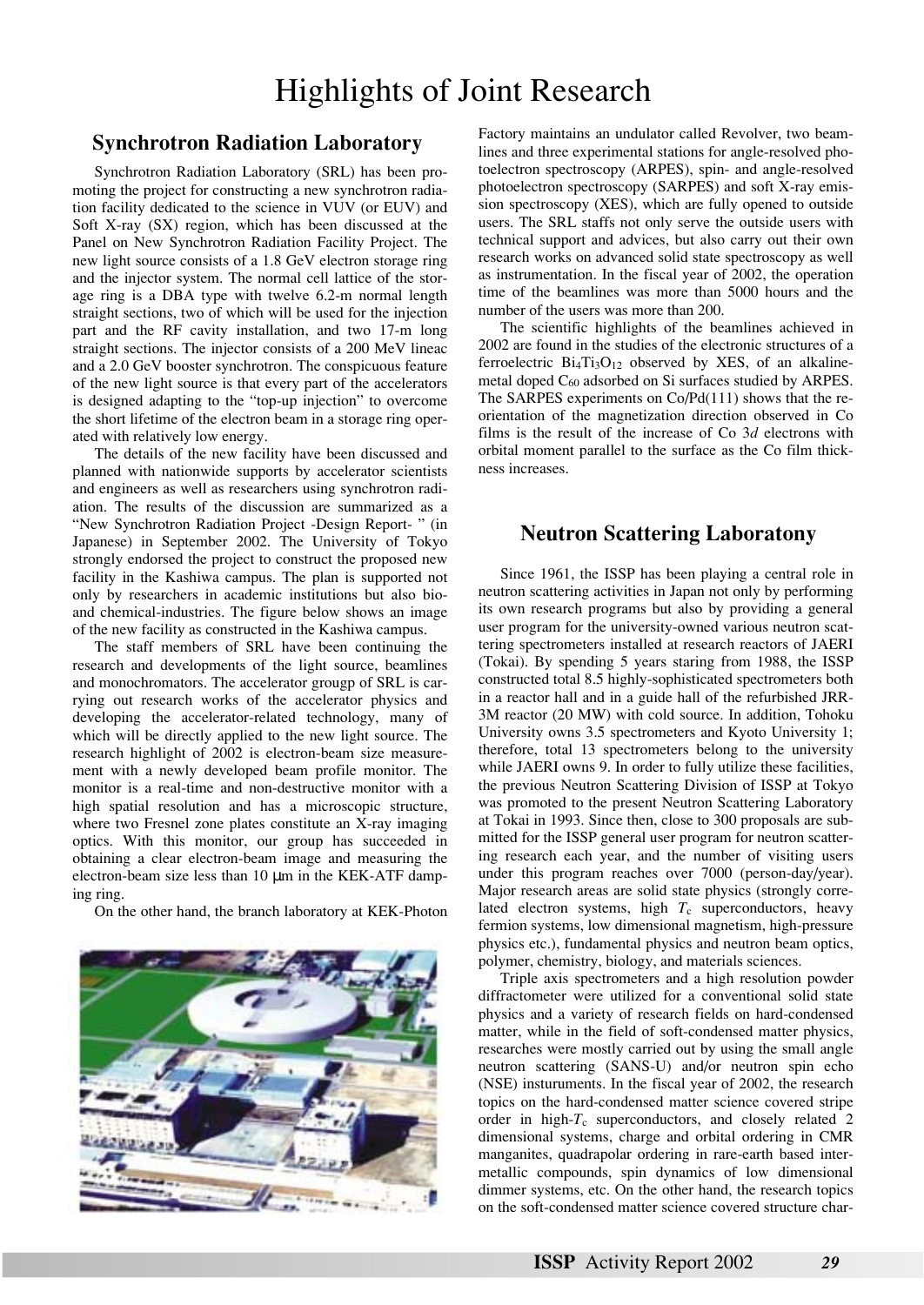# Highlights of Joint Research

## Synchrotron Radiation Laboratory

Synchrotron Radiation Laboratory (SRL) has been promoting the project for constructing a new synchrotron radiation facility dedicated to the science in VUV (or EUV) and Soft X-ray (SX) region, which has been discussed at the Panel on New Synchrotron Radiation Facility Project. The new light source consists of a 1.8 GeV electron storage ring and the injector system. The normal cell lattice of the storage ring is a DBA type with twelve 6.2-m normal length straight sections, two of which will be used for the injection part and the RF cavity installation, and two 17-m long straight sections. The injector consists of a 200 MeV lineac and a 2.0 GeV booster synchrotron. The conspicuous feature of the new light source is that every part of the accelerators is designed adapting to the "top-up injection" to overcome the short lifetime of the electron beam in a storage ring operated with relatively low energy.

The details of the new facility have been discussed and planned with nationwide supports by accelerator scientists and engineers as well as researchers using synchrotron radiation. The results of the discussion are summarized as a "New Synchrotron Radiation Project -Design Report- " (in Japanese) in September 2002. The University of Tokyo strongly endorsed the project to construct the proposed new facility in the Kashiwa campus. The plan is supported not only by researchers in academic institutions but also bio- and chemical-industries. The figure below shows an image of the new facility as constructed in the Kashiwa campus.

The staff members of SRL have been continuing the research and developments of the light source, beamlines and monochromators. The accelerator grougp of SRL is carrying out research works of the accelerator physics and developing the accelerator-related technology, many of which will be directly applied to the new light source. The research highlight of 2002 is electron-beam size measurement with a newly developed beam profile monitor. The monitor is a real-time and non-destructive monitor with a high spatial resolution and has a microscopic structure, where two Fresnel zone plates constitute an X-ray imaging optics. With this monitor, our group has succeeded in obtaining a clear electron-beam image and measuring the electron-beam size less than 10 μm in the KEK-ATF damping ring.

On the other hand, the branch laboratory at KEK-Photon Factory maintains an undulator called Revolver, two beamlines and three experimental stations for angle-resolved photoelectron spectroscopy (ARPES), spin- and angle-resolved photoelectron spectroscopy (SARPES) and soft X-ray emission spectroscopy (XES), which are fully opened to outside users. The SRL staffs not only serve the outside users with technical support and advices, but also carry out their own research works on advanced solid state spectroscopy as well as instrumentation. In the fiscal year of 2002, the operation time of the beamlines was more than 5000 hours and the number of the users was more than 200.

The scientific highlights of the beamlines achieved in 2002 are found in the studies of the electronic structures of a ferroelectric $Bi_4Ti_3O_{12}$ observed by XES, of an alkaline-metal doped $C_{60}$ adsorbed on Si surfaces studied by ARPES. The SARPES experiments on Co/Pd(111) shows that the re-orientation of the magnetization direction observed in Co films is the result of the increase of Co 3*d* electrons with orbital moment parallel to the surface as the Co film thickness increases.

## Neutron Scattering Laboratony

Since 1961, the ISSP has been playing a central role in neutron scattering activities in Japan not only by performing its own research programs but also by providing a general user program for the university-owned various neutron scattering spectrometers installed at research reactors of JAERI (Tokai). By spending 5 years staring from 1988, the ISSP constructed total 8.5 highly-sophisticated spectrometers both in a reactor hall and in a guide hall of the refurbished JRR-3M reactor (20 MW) with cold source. In addition, Tohoku University owns 3.5 spectrometers and Kyoto University 1; therefore, total 13 spectrometers belong to the university while JAERI owns 9. In order to fully utilize these facilities, the previous Neutron Scattering Division of ISSP at Tokyo was promoted to the present Neutron Scattering Laboratory at Tokai in 1993. Since then, close to 300 proposals are submitted for the ISSP general user program for neutron scattering research each year, and the number of visiting users under this program reaches over 7000 (person-day/year). Major research areas are solid state physics (strongly correlated electron systems, high $T_c$ superconductors, heavy fermion systems, low dimensional magnetism, high-pressure physics etc.), fundamental physics and neutron beam optics, polymer, chemistry, biology, and materials sciences.

Triple axis spectrometers and a high resolution powder diffractometer were utilized for a conventional solid state physics and a variety of research fields on hard-condensed matter, while in the field of soft-condensed matter physics, researches were mostly carried out by using the small angle neutron scattering (SANS-U) and/or neutron spin echo (NSE) insturuments. In the fiscal year of 2002, the research topics on the hard-condensed matter science covered stripe order in high-$T_c$ superconductors, and closely related 2 dimensional systems, charge and orbital ordering in CMR manganites, quadrapolar ordering in rare-earth based intermetallic compounds, spin dynamics of low dimensional dimmer systems, etc. On the other hand, the research topics on the soft-condensed matter science covered structure char-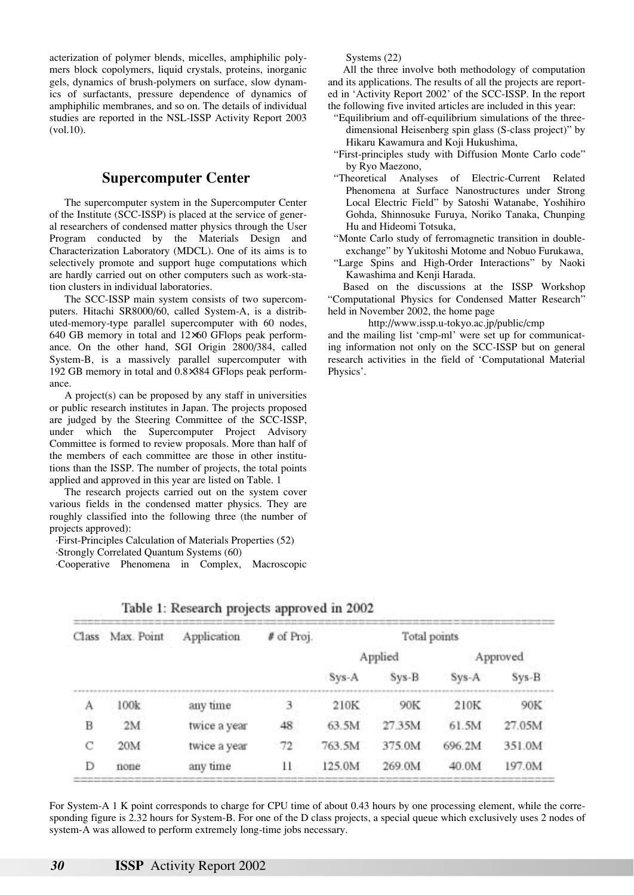acterization of polymer blends, micelles, amphiphilic polymers block copolymers, liquid crystals, proteins, inorganic gels, dynamics of brush-polymers on surface, slow dynamics of surfactants, pressure dependence of dynamics of amphiphilic membranes, and so on. The details of individual studies are reported in the NSL-ISSP Activity Report 2003 (vol.10).

## Supercomputer Center

The supercomputer system in the Supercomputer Center of the Institute (SCC-ISSP) is placed at the service of general researchers of condensed matter physics through the User Program conducted by the Materials Design and Characterization Laboratory (MDCL). One of its aims is to selectively promote and support huge computations which are hardly carried out on other computers such as work-station clusters in individual laboratories.

The SCC-ISSP main system consists of two supercomputers. Hitachi SR8000/60, called System-A, is a distributed-memory-type parallel supercomputer with 60 nodes, 640 GB memory in total and 12×60 GFlops peak performance. On the other hand, SGI Origin 2800/384, called System-B, is a massively parallel supercomputer with 192 GB memory in total and 0.8×384 GFlops peak performance.

A project(s) can be proposed by any staff in universities or public research institutes in Japan. The projects proposed are judged by the Steering Committee of the SCC-ISSP, under which the Supercomputer Project Advisory Committee is formed to review proposals. More than half of the members of each committee are those in other institutions than the ISSP. The number of projects, the total points applied and approved in this year are listed on Table. 1

The research projects carried out on the system cover various fields in the condensed matter physics. They are roughly classified into the following three (the number of projects approved):

·First-Principles Calculation of Materials Properties (52)
·Strongly Correlated Quantum Systems (60)
·Cooperative Phenomena in Complex, Macroscopic Systems (22)

All the three involve both methodology of computation and its applications. The results of all the projects are reported in 'Activity Report 2002' of the SCC-ISSP. In the report the following five invited articles are included in this year:

- "Equilibrium and off-equilibrium simulations of the three-dimensional Heisenberg spin glass (S-class project)" by Hikaru Kawamura and Koji Hukushima,
- "First-principles study with Diffusion Monte Carlo code" by Ryo Maezono,
- "Theoretical Analyses of Electric-Current Related Phenomena at Surface Nanostructures under Strong Local Electric Field" by Satoshi Watanabe, Yoshihiro Gohda, Shinnosuke Furuya, Noriko Tanaka, Chunping Hu and Hideomi Totsuka,
- "Monte Carlo study of ferromagnetic transition in double-exchange" by Yukitoshi Motome and Nobuo Furukawa,
- "Large Spins and High-Order Interactions" by Naoki Kawashima and Kenji Harada.

Based on the discussions at the ISSP Workshop "Computational Physics for Condensed Matter Research" held in November 2002, the home page

http://www.issp.u-tokyo.ac.jp/public/cmp

and the mailing list 'cmp-ml' were set up for communicating information not only on the SCC-ISSP but on general research activities in the field of 'Computational Material Physics'.

Table 1: Research projects approved in 2002

| Class | Max. Point | Application | # of Proj. | Total points | | | |
|---|---|---|---|---|---|---|---|
| | | | | Applied | | Approved | |
| | | | | Sys-A | Sys-B | Sys-A | Sys-B |
| A | 100k | any time | 3 | 210K | 90K | 210K | 90K |
| B | 2M | twice a year | 48 | 63.5M | 27.35M | 61.5M | 27.05M |
| C | 20M | twice a year | 72 | 763.5M | 375.0M | 696.2M | 351.0M |
| D | none | any time | 11 | 125.0M | 269.0M | 40.0M | 197.0M |

For System-A 1 K point corresponds to charge for CPU time of about 0.43 hours by one processing element, while the corresponding figure is 2.32 hours for System-B. For one of the D class projects, a special queue which exclusively uses 2 nodes of system-A was allowed to perform extremely long-time jobs necessary.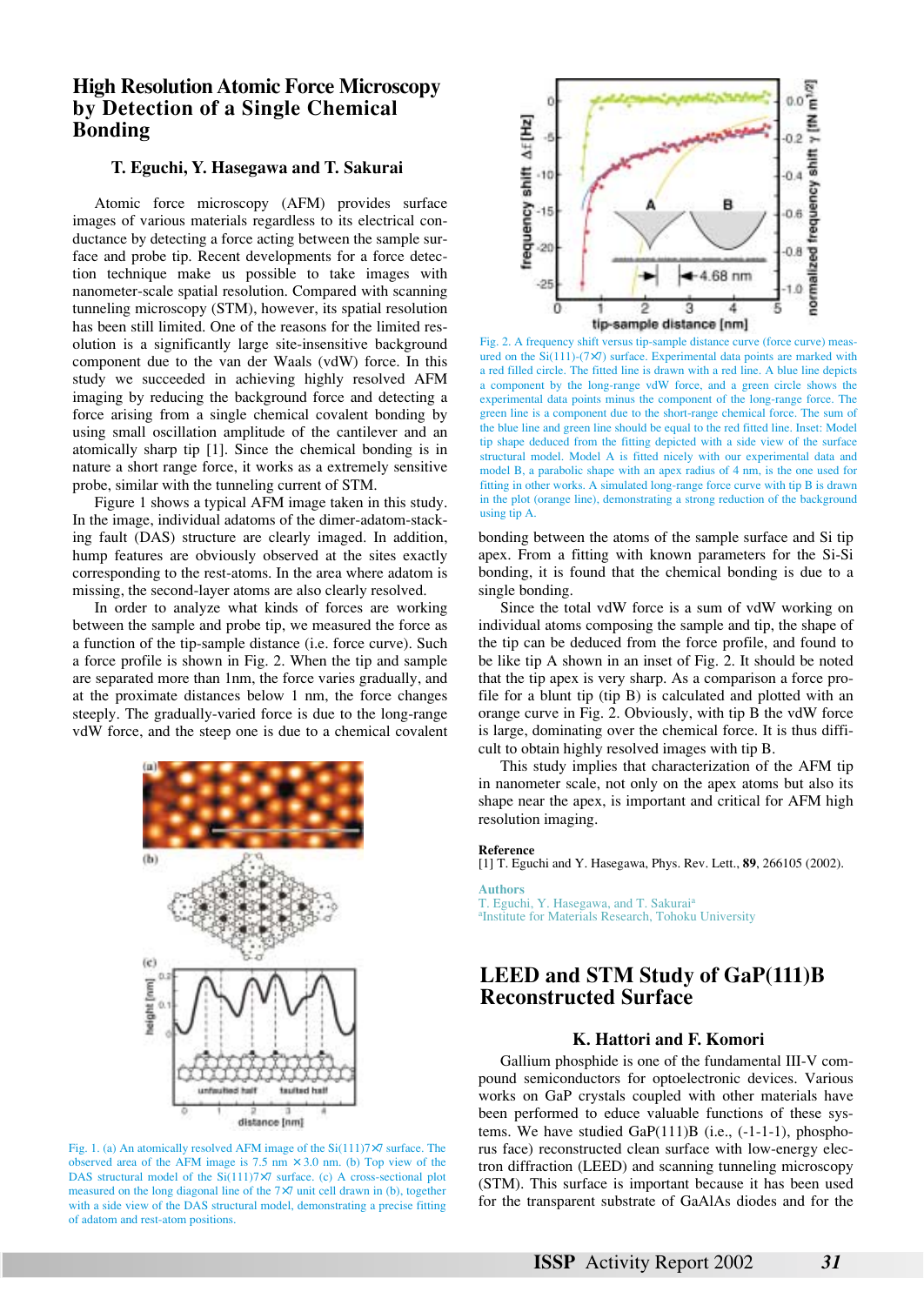# High Resolution Atomic Force Microscopy by Detection of a Single Chemical Bonding

### T. Eguchi, Y. Hasegawa and T. Sakurai

Atomic force microscopy (AFM) provides surface images of various materials regardless to its electrical conductance by detecting a force acting between the sample surface and probe tip. Recent developments for a force detection technique make us possible to take images with nanometer-scale spatial resolution. Compared with scanning tunneling microscopy (STM), however, its spatial resolution has been still limited. One of the reasons for the limited resolution is a significantly large site-insensitive background component due to the van der Waals (vdW) force. In this study we succeeded in achieving highly resolved AFM imaging by reducing the background force and detecting a force arising from a single chemical covalent bonding by using small oscillation amplitude of the cantilever and an atomically sharp tip [1]. Since the chemical bonding is in nature a short range force, it works as a extremely sensitive probe, similar with the tunneling current of STM.

Figure 1 shows a typical AFM image taken in this study. In the image, individual adatoms of the dimer-adatom-stacking fault (DAS) structure are clearly imaged. In addition, hump features are obviously observed at the sites exactly corresponding to the rest-atoms. In the area where adatom is missing, the second-layer atoms are also clearly resolved.

In order to analyze what kinds of forces are working between the sample and probe tip, we measured the force as a function of the tip-sample distance (i.e. force curve). Such a force profile is shown in Fig. 2. When the tip and sample are separated more than 1nm, the force varies gradually, and at the proximate distances below 1 nm, the force changes steeply. The gradually-varied force is due to the long-range vdW force, and the steep one is due to a chemical covalent bonding between the atoms of the sample surface and Si tip apex. From a fitting with known parameters for the Si-Si bonding, it is found that the chemical bonding is due to a single bonding.

Fig. 1. (a) An atomically resolved AFM image of the Si(111)7×7 surface. The observed area of the AFM image is 7.5 nm × 3.0 nm. (b) Top view of the DAS structural model of the Si(111)7×7 surface. (c) A cross-sectional plot measured on the long diagonal line of the 7×7 unit cell drawn in (b), together with a side view of the DAS structural model, demonstrating a precise fitting of adatom and rest-atom positions.

Fig. 2. A frequency shift versus tip-sample distance curve (force curve) measured on the Si(111)-(7×7) surface. Experimental data points are marked with a red filled circle. The fitted line is drawn with a red line. A blue line depicts a component by the long-range vdW force, and a green circle shows the experimental data points minus the component of the long-range force. The green line is a component due to the short-range chemical force. The sum of the blue line and green line should be equal to the red fitted line. Inset: Model tip shape deduced from the fitting depicted with a side view of the surface structural model. Model A is fitted nicely with our experimental data and model B, a parabolic shape with an apex radius of 4 nm, is the one used for fitting in other works. A simulated long-range force curve with tip B is drawn in the plot (orange line), demonstrating a strong reduction of the background using tip A.

Since the total vdW force is a sum of vdW working on individual atoms composing the sample and tip, the shape of the tip can be deduced from the force profile, and found to be like tip A shown in an inset of Fig. 2. It should be noted that the tip apex is very sharp. As a comparison a force profile for a blunt tip (tip B) is calculated and plotted with an orange curve in Fig. 2. Obviously, with tip B the vdW force is large, dominating over the chemical force. It is thus difficult to obtain highly resolved images with tip B.

This study implies that characterization of the AFM tip in nanometer scale, not only on the apex atoms but also its shape near the apex, is important and critical for AFM high resolution imaging.

**Reference**

[1] T. Eguchi and Y. Hasegawa, Phys. Rev. Lett., **89**, 266105 (2002).

**Authors**

T. Eguchi, Y. Hasegawa, and T. Sakurai[a]

[a]Institute for Materials Research, Tohoku University

# LEED and STM Study of GaP(111)B Reconstructed Surface

### K. Hattori and F. Komori

Gallium phosphide is one of the fundamental III-V compound semiconductors for optoelectronic devices. Various works on GaP crystals coupled with other materials have been performed to educe valuable functions of these systems. We have studied GaP(111)B (i.e., (-1-1-1), phosphorus face) reconstructed clean surface with low-energy electron diffraction (LEED) and scanning tunneling microscopy (STM). This surface is important because it has been used for the transparent substrate of GaAlAs diodes and for the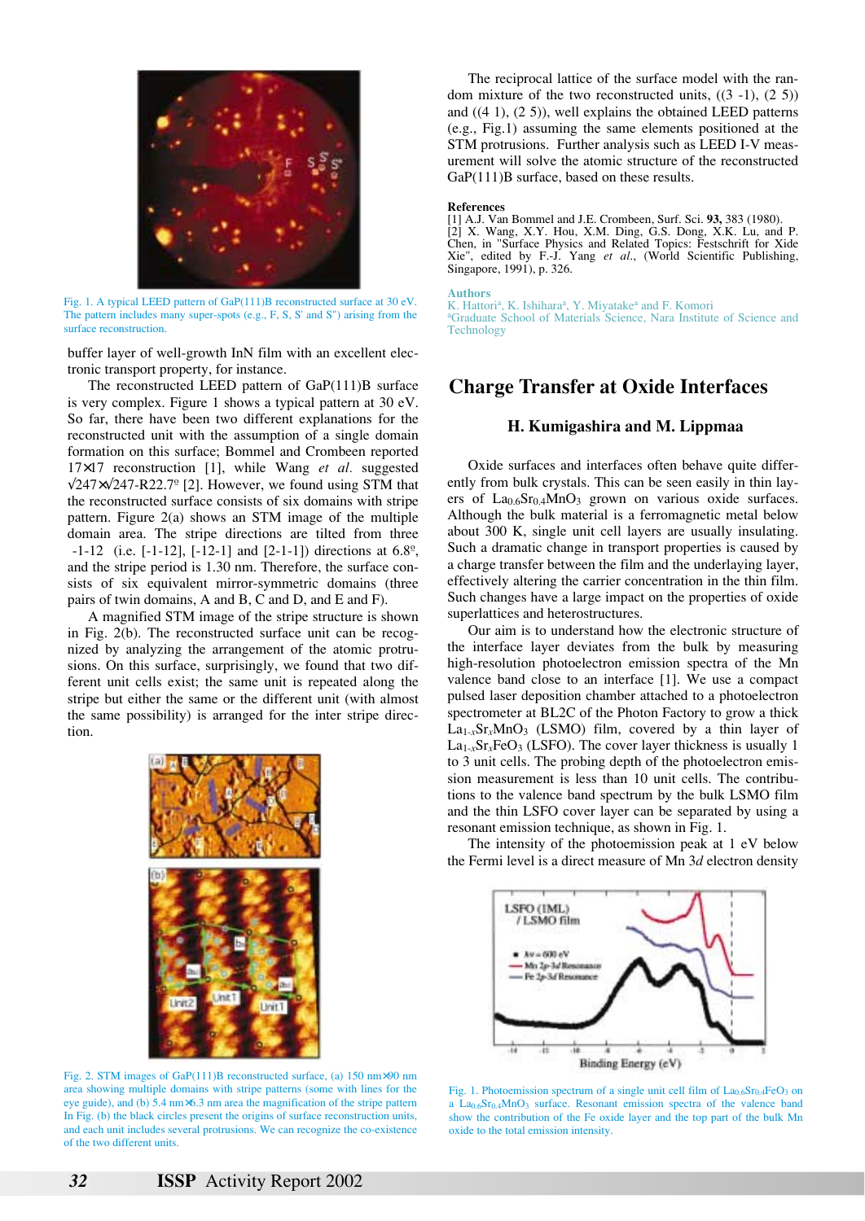Fig. 1. A typical LEED pattern of GaP(111)B reconstructed surface at 30 eV. The pattern includes many super-spots (e.g., F, S, S' and S") arising from the surface reconstruction.

buffer layer of well-growth InN film with an excellent electronic transport property, for instance.

The reconstructed LEED pattern of GaP(111)B surface is very complex. Figure 1 shows a typical pattern at 30 eV. So far, there have been two different explanations for the reconstructed unit with the assumption of a single domain formation on this surface; Bommel and Crombeen reported 17×17 reconstruction [1], while Wang *et al.* suggested $\sqrt{247}\times\sqrt{247}$-R22.7º [2]. However, we found using STM that the reconstructed surface consists of six domains with stripe pattern. Figure 2(a) shows an STM image of the multiple domain area. The stripe directions are tilted from three -1-12 (i.e. [-1-12], [-12-1] and [2-1-1]) directions at 6.8º, and the stripe period is 1.30 nm. Therefore, the surface consists of six equivalent mirror-symmetric domains (three pairs of twin domains, A and B, C and D, and E and F).

A magnified STM image of the stripe structure is shown in Fig. 2(b). The reconstructed surface unit can be recognized by analyzing the arrangement of the atomic protrusions. On this surface, surprisingly, we found that two different unit cells exist; the same unit is repeated along the stripe but either the same or the different unit (with almost the same possibility) is arranged for the inter stripe direction.

Fig. 2. STM images of GaP(111)B reconstructed surface, (a) 150 nm×90 nm area showing multiple domains with stripe patterns (some with lines for the eye guide), and (b) 5.4 nm×6.3 nm area the magnification of the stripe pattern In Fig. (b) the black circles present the origins of surface reconstruction units, and each unit includes several protrusions. We can recognize the co-existence of the two different units.

The reciprocal lattice of the surface model with the random mixture of the two reconstructed units, ((3 -1), (2 5)) and ((4 1), (2 5)), well explains the obtained LEED patterns (e.g., Fig.1) assuming the same elements positioned at the STM protrusions. Further analysis such as LEED I-V measurement will solve the atomic structure of the reconstructed GaP(111)B surface, based on these results.

**References**

[1] A.J. Van Bommel and J.E. Crombeen, Surf. Sci. **93,** 383 (1980).
[2] X. Wang, X.Y. Hou, X.M. Ding, G.S. Dong, X.K. Lu, and P. Chen, in "Surface Physics and Related Topics: Festschrift for Xide Xie", edited by F.-J. Yang *et al.*, (World Scientific Publishing, Singapore, 1991), p. 326.

**Authors**

K. Hattori[a], K. Ishihara[a], Y. Miyatake[a] and F. Komori
[a]Graduate School of Materials Science, Nara Institute of Science and Technology

## Charge Transfer at Oxide Interfaces

### H. Kumigashira and M. Lippmaa

Oxide surfaces and interfaces often behave quite differently from bulk crystals. This can be seen easily in thin layers of $La_{0.6}Sr_{0.4}MnO_3$ grown on various oxide surfaces. Although the bulk material is a ferromagnetic metal below about 300 K, single unit cell layers are usually insulating. Such a dramatic change in transport properties is caused by a charge transfer between the film and the underlaying layer, effectively altering the carrier concentration in the thin film. Such changes have a large impact on the properties of oxide superlattices and heterostructures.

Our aim is to understand how the electronic structure of the interface layer deviates from the bulk by measuring high-resolution photoelectron emission spectra of the Mn valence band close to an interface [1]. We use a compact pulsed laser deposition chamber attached to a photoelectron spectrometer at BL2C of the Photon Factory to grow a thick $La_{1-x}Sr_xMnO_3$ (LSMO) film, covered by a thin layer of $La_{1-x}Sr_xFeO_3$ (LSFO). The cover layer thickness is usually 1 to 3 unit cells. The probing depth of the photoelectron emission measurement is less than 10 unit cells. The contributions to the valence band spectrum by the bulk LSMO film and the thin LSFO cover layer can be separated by using a resonant emission technique, as shown in Fig. 1.

The intensity of the photoemission peak at 1 eV below the Fermi level is a direct measure of Mn 3*d* electron density

Fig. 1. Photoemission spectrum of a single unit cell film of $La_{0.6}Sr_{0.4}FeO_3$ on a $La_{0.6}Sr_{0.4}MnO_3$ surface. Resonant emission spectra of the valence band show the contribution of the Fe oxide layer and the top part of the bulk Mn oxide to the total emission intensity.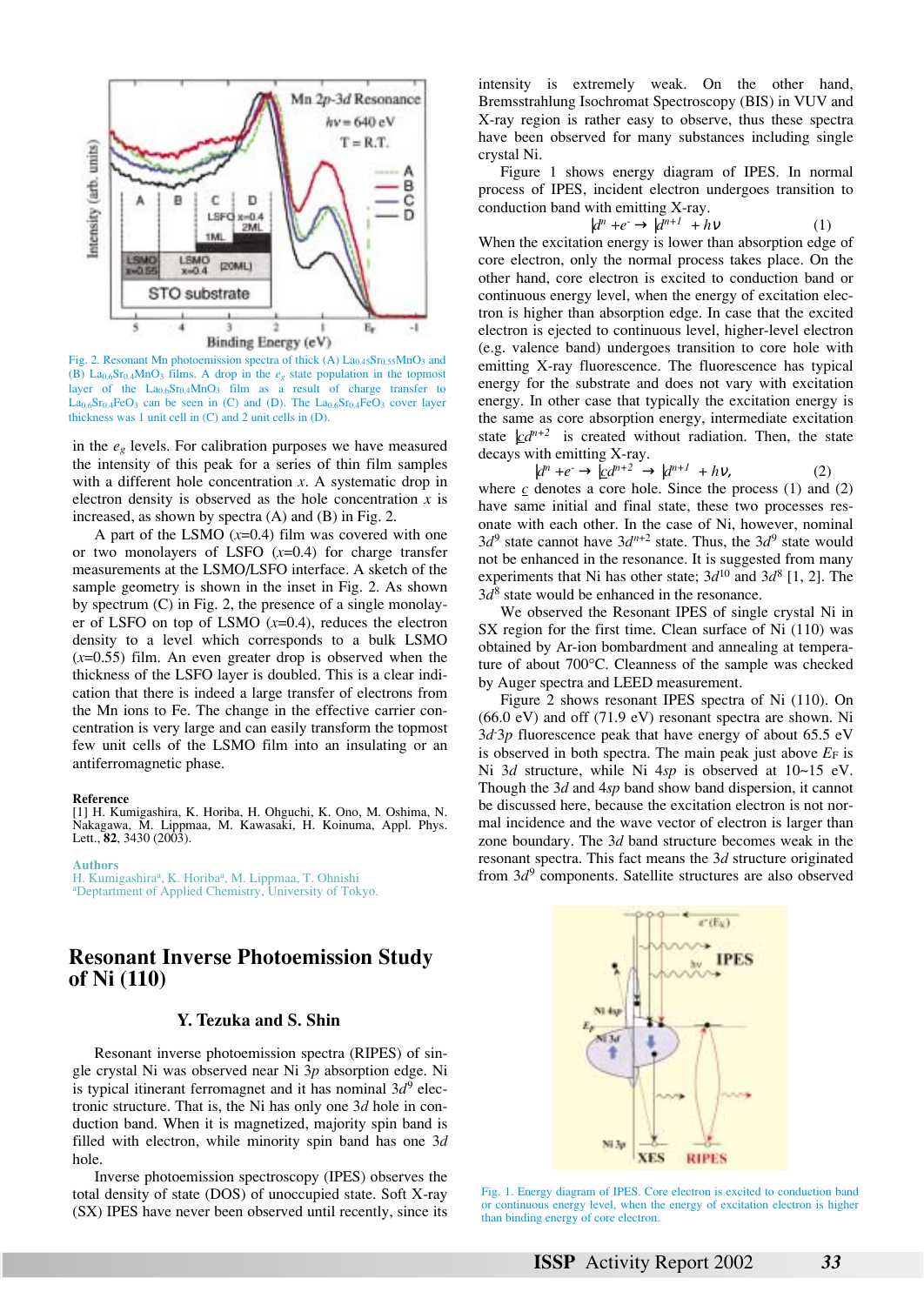Fig. 2. Resonant Mn photoemission spectra of thick (A) $La_{0.45}Sr_{0.55}MnO_3$ and (B) $La_{0.6}Sr_{0.4}MnO_3$ films. A drop in the $e_g$ state population in the topmost layer of the $La_{0.6}Sr_{0.4}MnO_3$ film as a result of charge transfer to $La_{0.6}Sr_{0.4}FeO_3$ can be seen in (C) and (D). The $La_{0.6}Sr_{0.4}FeO_3$ cover layer thickness was 1 unit cell in (C) and 2 unit cells in (D).

in the $e_g$ levels. For calibration purposes we have measured the intensity of this peak for a series of thin film samples with a different hole concentration $x$. A systematic drop in electron density is observed as the hole concentration $x$ is increased, as shown by spectra (A) and (B) in Fig. 2.

A part of the LSMO ($x$=0.4) film was covered with one or two monolayers of LSFO ($x$=0.4) for charge transfer measurements at the LSMO/LSFO interface. A sketch of the sample geometry is shown in the inset in Fig. 2. As shown by spectrum (C) in Fig. 2, the presence of a single monolayer of LSFO on top of LSMO ($x$=0.4), reduces the electron density to a level which corresponds to a bulk LSMO ($x$=0.55) film. An even greater drop is observed when the thickness of the LSFO layer is doubled. This is a clear indication that there is indeed a large transfer of electrons from the Mn ions to Fe. The change in the effective carrier concentration is very large and can easily transform the topmost few unit cells of the LSMO film into an insulating or an antiferromagnetic phase.

**Reference**

[1] H. Kumigashira, K. Horiba, H. Ohguchi, K. Ono, M. Oshima, N. Nakagawa, M. Lippmaa, M. Kawasaki, H. Koinuma, Appl. Phys. Lett., **82**, 3430 (2003).

**Authors**

H. Kumigashira[a], K. Horiba[a], M. Lippmaa, T. Ohnishi
[a]Deptartment of Applied Chemistry, University of Tokyo.

# Resonant Inverse Photoemission Study of Ni (110)

### Y. Tezuka and S. Shin

Resonant inverse photoemission spectra (RIPES) of single crystal Ni was observed near Ni $3p$ absorption edge. Ni is typical itinerant ferromagnet and it has nominal $3d^9$ electronic structure. That is, the Ni has only one $3d$ hole in conduction band. When it is magnetized, majority spin band is filled with electron, while minority spin band has one $3d$ hole.

Inverse photoemission spectroscopy (IPES) observes the total density of state (DOS) of unoccupied state. Soft X-ray (SX) IPES have never been observed until recently, since its intensity is extremely weak. On the other hand, Bremsstrahlung Isochromat Spectroscopy (BIS) in VUV and X-ray region is rather easy to observe, thus these spectra have been observed for many substances including single crystal Ni.

Figure 1 shows energy diagram of IPES. In normal process of IPES, incident electron undergoes transition to conduction band with emitting X-ray.

$$|d^n\rangle + e^- \rightarrow |d^{n+1}\rangle + h\nu \quad (1)$$

When the excitation energy is lower than absorption edge of core electron, only the normal process takes place. On the other hand, core electron is excited to conduction band or continuous energy level, when the energy of excitation electron is higher than absorption edge. In case that the excited electron is ejected to continuous level, higher-level electron (e.g. valence band) undergoes transition to core hole with emitting X-ray fluorescence. The fluorescence has typical energy for the substrate and does not vary with excitation energy. In other case that typically the excitation energy is the same as core absorption energy, intermediate excitation state $|\underline{c}d^{n+2}\rangle$ is created without radiation. Then, the state decays with emitting X-ray.

$$|d^n\rangle + e^- \rightarrow |\underline{c}d^{n+2}\rangle \rightarrow |d^{n+1}\rangle + h\nu, \quad (2)$$

where $\underline{c}$ denotes a core hole. Since the process (1) and (2) have same initial and final state, these two processes resonate with each other. In the case of Ni, however, nominal $3d^9$ state cannot have $3d^{n+2}$ state. Thus, the $3d^9$ state would not be enhanced in the resonance. It is suggested from many experiments that Ni has other state; $3d^{10}$ and $3d^8$ [1, 2]. The $3d^8$ state would be enhanced in the resonance.

We observed the Resonant IPES of single crystal Ni in SX region for the first time. Clean surface of Ni (110) was obtained by Ar-ion bombardment and annealing at temperature of about 700°C. Cleanness of the sample was checked by Auger spectra and LEED measurement.

Figure 2 shows resonant IPES spectra of Ni (110). On (66.0 eV) and off (71.9 eV) resonant spectra are shown. Ni $3d$-$3p$ fluorescence peak that have energy of about 65.5 eV is observed in both spectra. The main peak just above $E_F$ is Ni $3d$ structure, while Ni $4sp$ is observed at 10~15 eV. Though the $3d$ and $4sp$ band show band dispersion, it cannot be discussed here, because the excitation electron is not normal incidence and the wave vector of electron is larger than zone boundary. The $3d$ band structure becomes weak in the resonant spectra. This fact means the $3d$ structure originated from $3d^9$ components. Satellite structures are also observed

Fig. 1. Energy diagram of IPES. Core electron is excited to conduction band or continuous energy level, when the energy of excitation electron is higher than binding energy of core electron.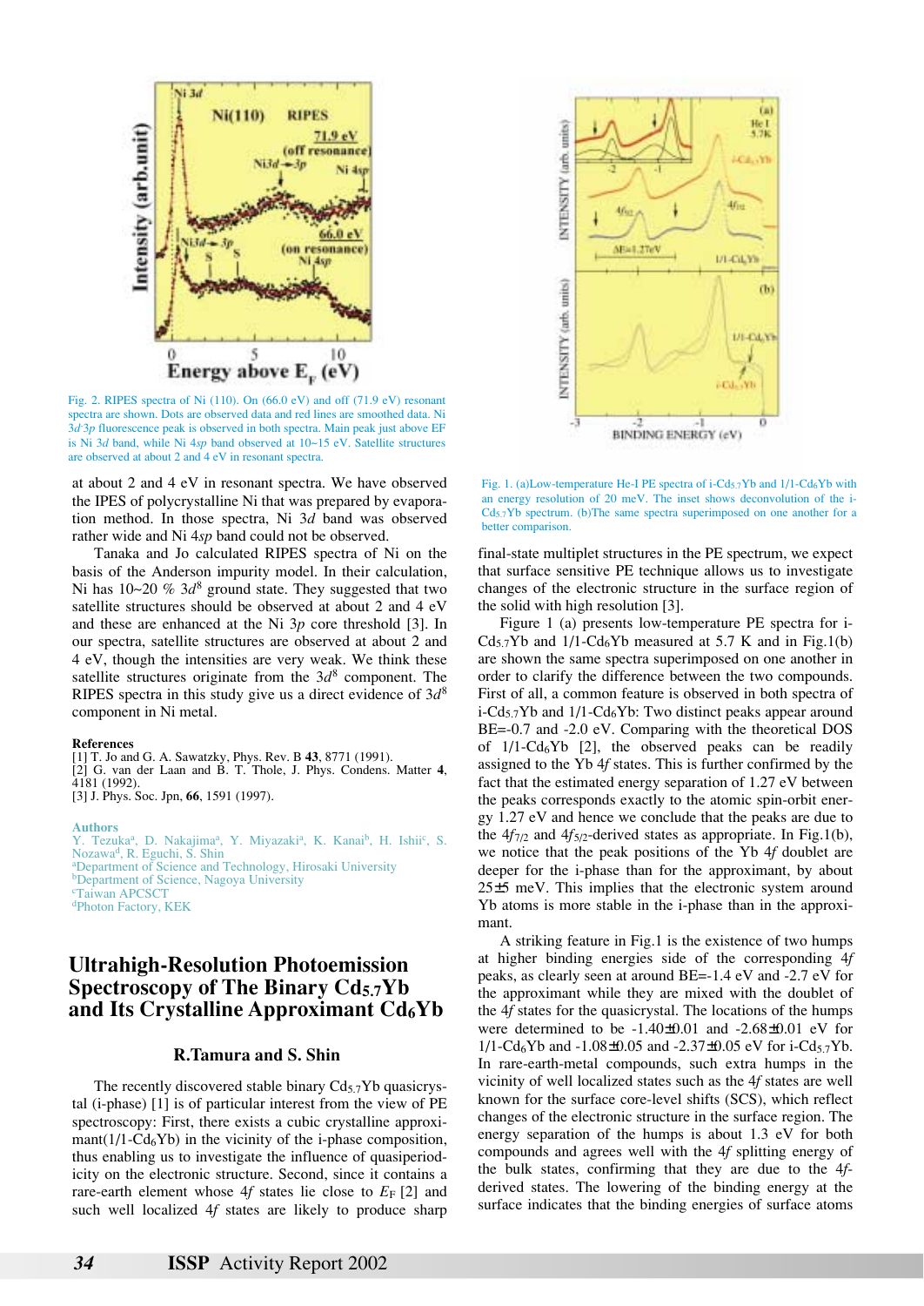Fig. 2. RIPES spectra of Ni (110). On (66.0 eV) and off (71.9 eV) resonant spectra are shown. Dots are observed data and red lines are smoothed data. Ni $3d$-$3p$ fluorescence peak is observed in both spectra. Main peak just above EF is Ni $3d$ band, while Ni $4sp$ band observed at 10~15 eV. Satellite structures are observed at about 2 and 4 eV in resonant spectra.

at about 2 and 4 eV in resonant spectra. We have observed the IPES of polycrystalline Ni that was prepared by evaporation method. In those spectra, Ni $3d$ band was observed rather wide and Ni $4sp$ band could not be observed.

Tanaka and Jo calculated RIPES spectra of Ni on the basis of the Anderson impurity model. In their calculation, Ni has 10~20 % $3d^8$ ground state. They suggested that two satellite structures should be observed at about 2 and 4 eV and these are enhanced at the Ni $3p$ core threshold [3]. In our spectra, satellite structures are observed at about 2 and 4 eV, though the intensities are very weak. We think these satellite structures originate from the $3d^8$ component. The RIPES spectra in this study give us a direct evidence of $3d^8$ component in Ni metal.

**References**

[1] T. Jo and G. A. Sawatzky, Phys. Rev. B **43**, 8771 (1991).
[2] G. van der Laan and B. T. Thole, J. Phys. Condens. Matter **4**, 4181 (1992).
[3] J. Phys. Soc. Jpn, **66**, 1591 (1997).

**Authors**

Y. Tezuka[a], D. Nakajima[a], Y. Miyazaki[a], K. Kanai[b], H. Ishii[c], S. Nozawa[d], R. Eguchi, S. Shin
[a]Department of Science and Technology, Hirosaki University
[b]Department of Science, Nagoya University
[c]Taiwan APCSCT
[d]Photon Factory, KEK

## Ultrahigh-Resolution Photoemission Spectroscopy of The Binary $Cd_{5.7}Yb$ and Its Crystalline Approximant $Cd_6Yb$

**R.Tamura and S. Shin**

The recently discovered stable binary $Cd_{5.7}Yb$ quasicrystal (i-phase) [1] is of particular interest from the view of PE spectroscopy: First, there exists a cubic crystalline approximant(1/1-$Cd_6Yb$) in the vicinity of the i-phase composition, thus enabling us to investigate the influence of quasiperiodicity on the electronic structure. Second, since it contains a rare-earth element whose $4f$ states lie close to $E_F$ [2] and such well localized $4f$ states are likely to produce sharp final-state multiplet structures in the PE spectrum, we expect that surface sensitive PE technique allows us to investigate changes of the electronic structure in the surface region of the solid with high resolution [3].

Fig. 1. (a)Low-temperature He-I PE spectra of i-$Cd_{5.7}Yb$ and 1/1-$Cd_6Yb$ with an energy resolution of 20 meV. The inset shows deconvolution of the i-$Cd_{5.7}Yb$ spectrum. (b)The same spectra superimposed on one another for a better comparison.

Figure 1 (a) presents low-temperature PE spectra for i-$Cd_{5.7}Yb$ and 1/1-$Cd_6Yb$ measured at 5.7 K and in Fig.1(b) are shown the same spectra superimposed on one another in order to clarify the difference between the two compounds. First of all, a common feature is observed in both spectra of i-$Cd_{5.7}Yb$ and 1/1-$Cd_6Yb$: Two distinct peaks appear around BE=-0.7 and -2.0 eV. Comparing with the theoretical DOS of 1/1-$Cd_6Yb$ [2], the observed peaks can be readily assigned to the Yb $4f$ states. This is further confirmed by the fact that the estimated energy separation of 1.27 eV between the peaks corresponds exactly to the atomic spin-orbit energy 1.27 eV and hence we conclude that the peaks are due to the $4f_{7/2}$ and $4f_{5/2}$-derived states as appropriate. In Fig.1(b), we notice that the peak positions of the Yb $4f$ doublet are deeper for the i-phase than for the approximant, by about 25±5 meV. This implies that the electronic system around Yb atoms is more stable in the i-phase than in the approximant.

A striking feature in Fig.1 is the existence of two humps at higher binding energies side of the corresponding $4f$ peaks, as clearly seen at around BE=-1.4 eV and -2.7 eV for the approximant while they are mixed with the doublet of the $4f$ states for the quasicrystal. The locations of the humps were determined to be -1.40±0.01 and -2.68±0.01 eV for 1/1-$Cd_6Yb$ and -1.08±0.05 and -2.37±0.05 eV for i-$Cd_{5.7}Yb$. In rare-earth-metal compounds, such extra humps in the vicinity of well localized states such as the $4f$ states are well known for the surface core-level shifts (SCS), which reflect changes of the electronic structure in the surface region. The energy separation of the humps is about 1.3 eV for both compounds and agrees well with the $4f$ splitting energy of the bulk states, confirming that they are due to the $4f$-derived states. The lowering of the binding energy at the surface indicates that the binding energies of surface atoms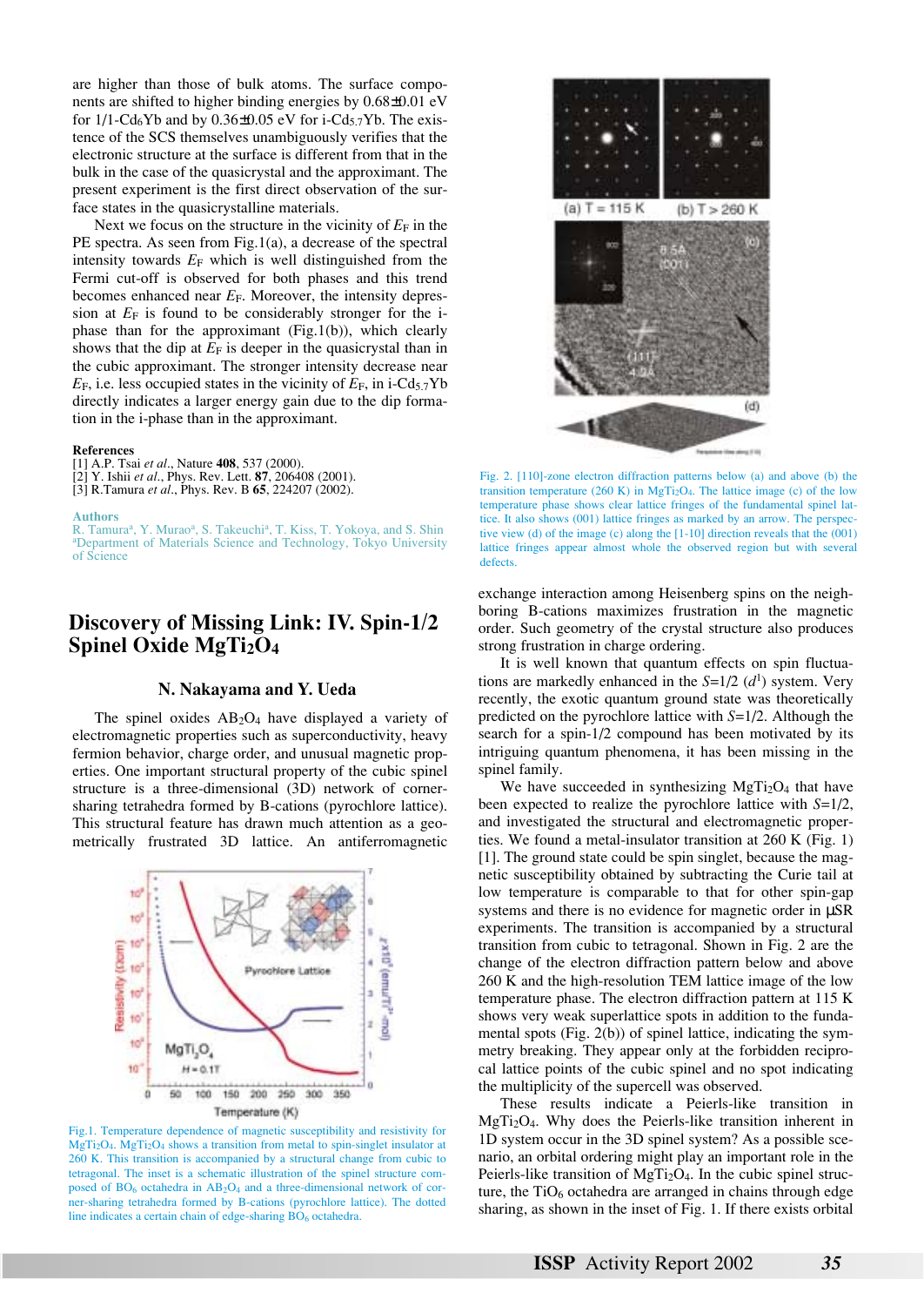are higher than those of bulk atoms. The surface components are shifted to higher binding energies by 0.68±0.01 eV for 1/1-$Cd_6Yb$ and by 0.36±0.05 eV for i-$Cd_{5.7}Yb$. The existence of the SCS themselves unambiguously verifies that the electronic structure at the surface is different from that in the bulk in the case of the quasicrystal and the approximant. The present experiment is the first direct observation of the surface states in the quasicrystalline materials.

Next we focus on the structure in the vicinity of $E_F$ in the PE spectra. As seen from Fig.1(a), a decrease of the spectral intensity towards $E_F$ which is well distinguished from the Fermi cut-off is observed for both phases and this trend becomes enhanced near $E_F$. Moreover, the intensity depression at $E_F$ is found to be considerably stronger for the i-phase than for the approximant (Fig.1(b)), which clearly shows that the dip at $E_F$ is deeper in the quasicrystal than in the cubic approximant. The stronger intensity decrease near $E_F$, i.e. less occupied states in the vicinity of $E_F$, in i-$Cd_{5.7}Yb$ directly indicates a larger energy gain due to the dip formation in the i-phase than in the approximant.

**References**
[1] A.P. Tsai *et al*., Nature **408**, 537 (2000).
[2] Y. Ishii *et al*., Phys. Rev. Lett. **87**, 206408 (2001).
[3] R.Tamura *et al*., Phys. Rev. B **65**, 224207 (2002).

**Authors**
R. Tamura[a], Y. Murao[a], S. Takeuchi[a], T. Kiss, T. Yokoya, and S. Shin
[a]Department of Materials Science and Technology, Tokyo University of Science

## Discovery of Missing Link: IV. Spin-1/2 Spinel Oxide $MgTi_2O_4$

### N. Nakayama and Y. Ueda

The spinel oxides $AB_2O_4$ have displayed a variety of electromagnetic properties such as superconductivity, heavy fermion behavior, charge order, and unusual magnetic properties. One important structural property of the cubic spinel structure is a three-dimensional (3D) network of corner-sharing tetrahedra formed by B-cations (pyrochlore lattice). This structural feature has drawn much attention as a geometrically frustrated 3D lattice. An antiferromagnetic exchange interaction among Heisenberg spins on the neighboring B-cations maximizes frustration in the magnetic order. Such geometry of the crystal structure also produces strong frustration in charge ordering.

Fig.1. Temperature dependence of magnetic susceptibility and resistivity for $MgTi_2O_4$. $MgTi_2O_4$ shows a transition from metal to spin-singlet insulator at 260 K. This transition is accompanied by a structural change from cubic to tetragonal. The inset is a schematic illustration of the spinel structure composed of $BO_6$ octahedra in $AB_2O_4$ and a three-dimensional network of corner-sharing tetrahedra formed by B-cations (pyrochlore lattice). The dotted line indicates a certain chain of edge-sharing $BO_6$ octahedra.

Fig. 2. [110]-zone electron diffraction patterns below (a) and above (b) the transition temperature (260 K) in $MgTi_2O_4$. The lattice image (c) of the low temperature phase shows clear lattice fringes of the fundamental spinel lattice. It also shows (001) lattice fringes as marked by an arrow. The perspective view (d) of the image (c) along the [1-10] direction reveals that the (001) lattice fringes appear almost whole the observed region but with several defects.

It is well known that quantum effects on spin fluctuations are markedly enhanced in the $S$=1/2 ($d^1$) system. Very recently, the exotic quantum ground state was theoretically predicted on the pyrochlore lattice with $S$=1/2. Although the search for a spin-1/2 compound has been motivated by its intriguing quantum phenomena, it has been missing in the spinel family.

We have succeeded in synthesizing $MgTi_2O_4$ that have been expected to realize the pyrochlore lattice with $S$=1/2, and investigated the structural and electromagnetic properties. We found a metal-insulator transition at 260 K (Fig. 1) [1]. The ground state could be spin singlet, because the magnetic susceptibility obtained by subtracting the Curie tail at low temperature is comparable to that for other spin-gap systems and there is no evidence for magnetic order in μSR experiments. The transition is accompanied by a structural transition from cubic to tetragonal. Shown in Fig. 2 are the change of the electron diffraction pattern below and above 260 K and the high-resolution TEM lattice image of the low temperature phase. The electron diffraction pattern at 115 K shows very weak superlattice spots in addition to the fundamental spots (Fig. 2(b)) of spinel lattice, indicating the symmetry breaking. They appear only at the forbidden reciprocal lattice points of the cubic spinel and no spot indicating the multiplicity of the supercell was observed.

These results indicate a Peierls-like transition in $MgTi_2O_4$. Why does the Peierls-like transition inherent in 1D system occur in the 3D spinel system? As a possible scenario, an orbital ordering might play an important role in the Peierls-like transition of $MgTi_2O_4$. In the cubic spinel structure, the $TiO_6$ octahedra are arranged in chains through edge sharing, as shown in the inset of Fig. 1. If there exists orbital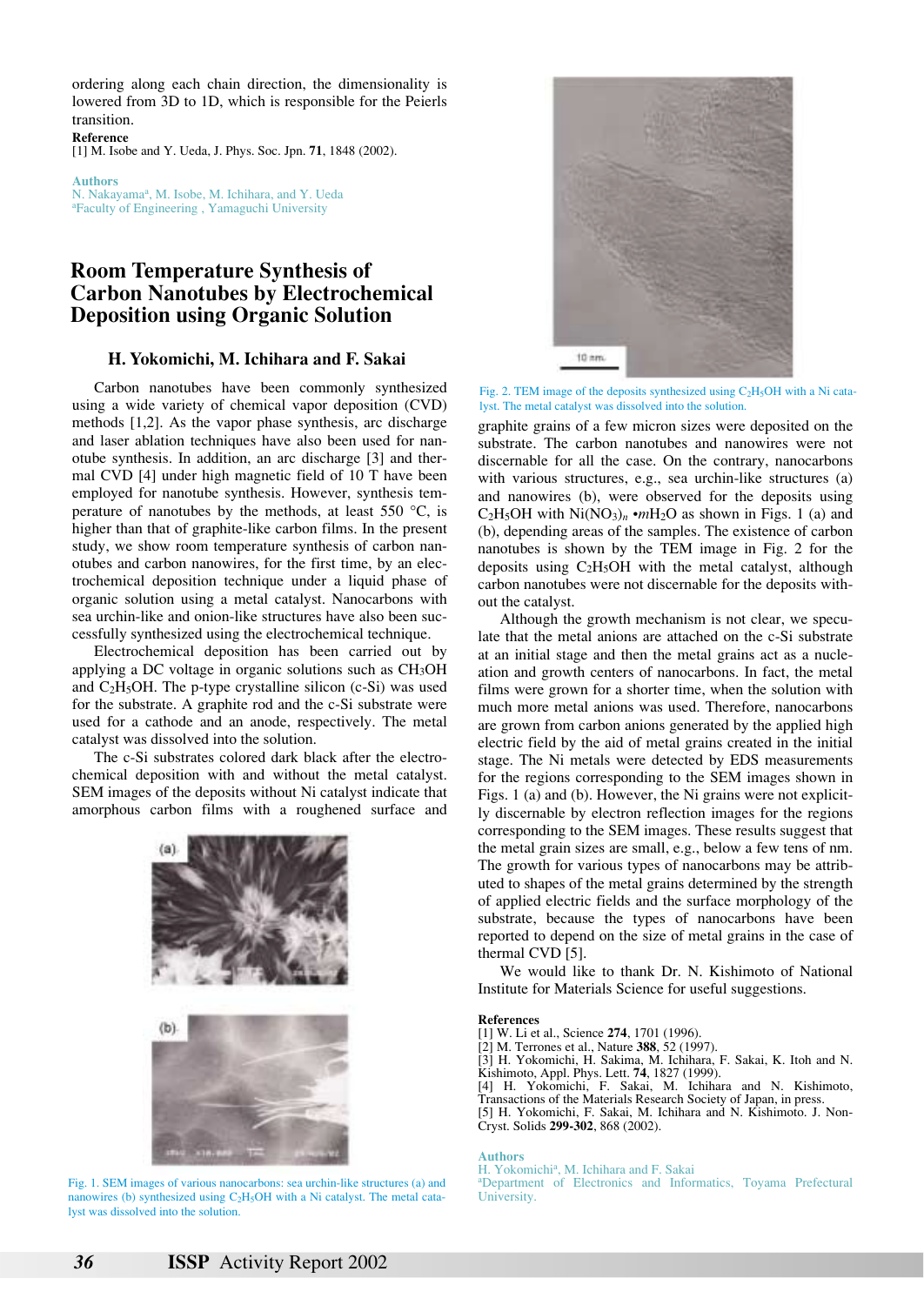ordering along each chain direction, the dimensionality is lowered from 3D to 1D, which is responsible for the Peierls transition.

**Reference**

[1] M. Isobe and Y. Ueda, J. Phys. Soc. Jpn. **71**, 1848 (2002).

**Authors**

N. Nakayama[a], M. Isobe, M. Ichihara, and Y. Ueda
[a]Faculty of Engineering , Yamaguchi University

# Room Temperature Synthesis of Carbon Nanotubes by Electrochemical Deposition using Organic Solution

### H. Yokomichi, M. Ichihara and F. Sakai

Carbon nanotubes have been commonly synthesized using a wide variety of chemical vapor deposition (CVD) methods [1,2]. As the vapor phase synthesis, arc discharge and laser ablation techniques have also been used for nanotube synthesis. In addition, an arc discharge [3] and thermal CVD [4] under high magnetic field of 10 T have been employed for nanotube synthesis. However, synthesis temperature of nanotubes by the methods, at least 550 °C, is higher than that of graphite-like carbon films. In the present study, we show room temperature synthesis of carbon nanotubes and carbon nanowires, for the first time, by an electrochemical deposition technique under a liquid phase of organic solution using a metal catalyst. Nanocarbons with sea urchin-like and onion-like structures have also been successfully synthesized using the electrochemical technique.

Electrochemical deposition has been carried out by applying a DC voltage in organic solutions such as $CH_3OH$ and $C_2H_5OH$. The p-type crystalline silicon (c-Si) was used for the substrate. A graphite rod and the c-Si substrate were used for a cathode and an anode, respectively. The metal catalyst was dissolved into the solution.

The c-Si substrates colored dark black after the electrochemical deposition with and without the metal catalyst. SEM images of the deposits without Ni catalyst indicate that amorphous carbon films with a roughened surface and graphite grains of a few micron sizes were deposited on the substrate. The carbon nanotubes and nanowires were not discernable for all the case. On the contrary, nanocarbons with various structures, e.g., sea urchin-like structures (a) and nanowires (b), were observed for the deposits using $C_2H_5OH$ with $Ni(NO_3)_n \cdot mH_2O$ as shown in Figs. 1 (a) and (b), depending areas of the samples. The existence of carbon nanotubes is shown by the TEM image in Fig. 2 for the deposits using $C_2H_5OH$ with the metal catalyst, although carbon nanotubes were not discernable for the deposits without the catalyst.

Fig. 1. SEM images of various nanocarbons: sea urchin-like structures (a) and nanowires (b) synthesized using $C_2H_5OH$ with a Ni catalyst. The metal catalyst was dissolved into the solution.

Fig. 2. TEM image of the deposits synthesized using $C_2H_5OH$ with a Ni catalyst. The metal catalyst was dissolved into the solution.

Although the growth mechanism is not clear, we speculate that the metal anions are attached on the c-Si substrate at an initial stage and then the metal grains act as a nucleation and growth centers of nanocarbons. In fact, the metal films were grown for a shorter time, when the solution with much more metal anions was used. Therefore, nanocarbons are grown from carbon anions generated by the applied high electric field by the aid of metal grains created in the initial stage. The Ni metals were detected by EDS measurements for the regions corresponding to the SEM images shown in Figs. 1 (a) and (b). However, the Ni grains were not explicitly discernable by electron reflection images for the regions corresponding to the SEM images. These results suggest that the metal grain sizes are small, e.g., below a few tens of nm. The growth for various types of nanocarbons may be attributed to shapes of the metal grains determined by the strength of applied electric fields and the surface morphology of the substrate, because the types of nanocarbons have been reported to depend on the size of metal grains in the case of thermal CVD [5].

We would like to thank Dr. N. Kishimoto of National Institute for Materials Science for useful suggestions.

**References**

[1] W. Li et al., Science **274**, 1701 (1996).
[2] M. Terrones et al., Nature **388**, 52 (1997).
[3] H. Yokomichi, H. Sakima, M. Ichihara, F. Sakai, K. Itoh and N. Kishimoto, Appl. Phys. Lett. **74**, 1827 (1999).
[4] H. Yokomichi, F. Sakai, M. Ichihara and N. Kishimoto, Transactions of the Materials Research Society of Japan, in press.
[5] H. Yokomichi, F. Sakai, M. Ichihara and N. Kishimoto. J. Non-Cryst. Solids **299-302**, 868 (2002).

**Authors**

H. Yokomichi[a], M. Ichihara and F. Sakai
[a]Department of Electronics and Informatics, Toyama Prefectural University.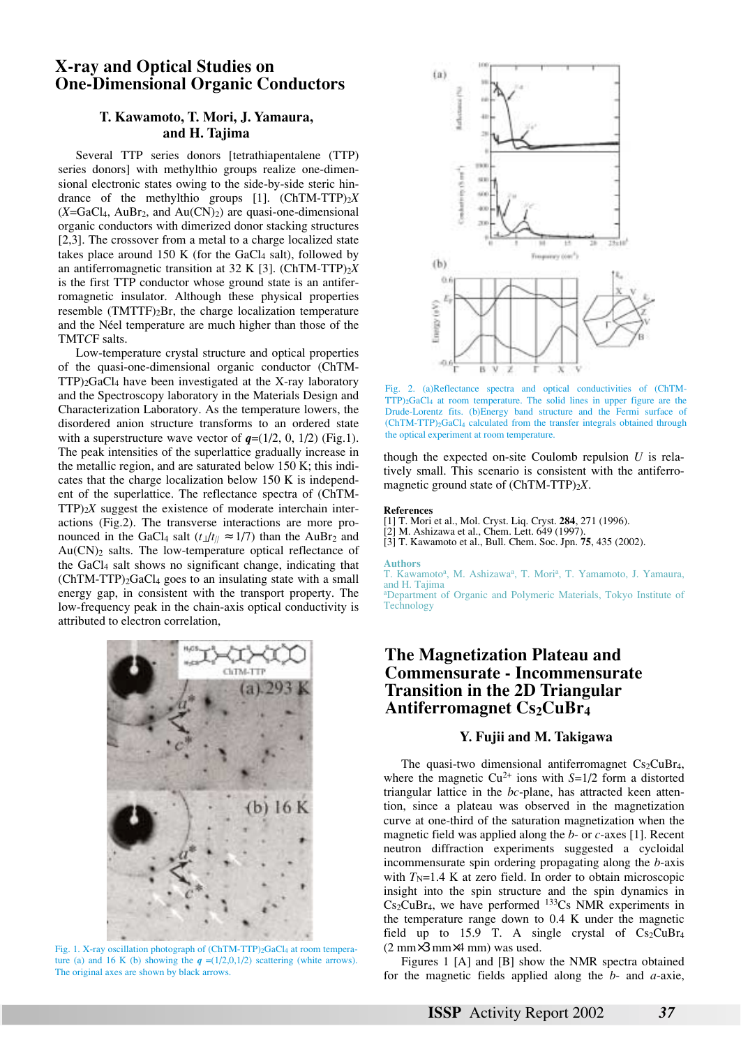# X-ray and Optical Studies on One-Dimensional Organic Conductors

### T. Kawamoto, T. Mori, J. Yamaura, and H. Tajima

Several TTP series donors [tetrathiapentalene (TTP) series donors] with methylthio groups realize one-dimensional electronic states owing to the side-by-side steric hindrance of the methylthio groups [1]. $(ChTM\text{-}TTP)_2X$ ($X$=$GaCl_4$, $AuBr_2$, and $Au(CN)_2$) are quasi-one-dimensional organic conductors with dimerized donor stacking structures [2,3]. The crossover from a metal to a charge localized state takes place around 150 K (for the $GaCl_4$ salt), followed by an antiferromagnetic transition at 32 K [3]. $(ChTM\text{-}TTP)_2X$ is the first TTP conductor whose ground state is an antiferromagnetic insulator. Although these physical properties resemble $(TMTTF)_2Br$, the charge localization temperature and the Néel temperature are much higher than those of the TMTC*F* salts.

Low-temperature crystal structure and optical properties of the quasi-one-dimensional organic conductor $(ChTM\text{-}TTP)_2GaCl_4$ have been investigated at the X-ray laboratory and the Spectroscopy laboratory in the Materials Design and Characterization Laboratory. As the temperature lowers, the disordered anion structure transforms to an ordered state with a superstructure wave vector of $\boldsymbol{q}$=(1/2, 0, 1/2) (Fig.1). The peak intensities of the superlattice gradually increase in the metallic region, and are saturated below 150 K; this indicates that the charge localization below 150 K is independent of the superlattice. The reflectance spectra of $(ChTM\text{-}TTP)_2X$ suggest the existence of moderate interchain interactions (Fig.2). The transverse interactions are more pronounced in the $GaCl_4$ salt ($t_{\perp}/t_{//} \approx 1/7$) than the $AuBr_2$ and $Au(CN)_2$ salts. The low-temperature optical reflectance of the $GaCl_4$ salt shows no significant change, indicating that $(ChTM\text{-}TTP)_2GaCl_4$ goes to an insulating state with a small energy gap, in consistent with the transport property. The low-frequency peak in the chain-axis optical conductivity is attributed to electron correlation, though the expected on-site Coulomb repulsion $U$ is relatively small. This scenario is consistent with the antiferromagnetic ground state of $(ChTM\text{-}TTP)_2X$.

Fig. 1. X-ray oscillation photograph of $(ChTM\text{-}TTP)_2GaCl_4$ at room temperature (a) and 16 K (b) showing the $\boldsymbol{q}$ =(1/2,0,1/2) scattering (white arrows). The original axes are shown by black arrows.

Fig. 2. (a)Reflectance spectra and optical conductivities of $(ChTM\text{-}TTP)_2GaCl_4$ at room temperature. The solid lines in upper figure are the Drude-Lorentz fits. (b)Energy band structure and the Fermi surface of $(ChTM\text{-}TTP)_2GaCl_4$ calculated from the transfer integrals obtained through the optical experiment at room temperature.

### References

[1] T. Mori et al., Mol. Cryst. Liq. Cryst. **284**, 271 (1996).
[2] M. Ashizawa et al., Chem. Lett. 649 (1997).
[3] T. Kawamoto et al., Bull. Chem. Soc. Jpn. **75**, 435 (2002).

### Authors

T. Kawamoto[a], M. Ashizawa[a], T. Mori[a], T. Yamamoto, J. Yamaura, and H. Tajima
[a]Department of Organic and Polymeric Materials, Tokyo Institute of Technology

# The Magnetization Plateau and Commensurate - Incommensurate Transition in the 2D Triangular Antiferromagnet $Cs_2CuBr_4$

### Y. Fujii and M. Takigawa

The quasi-two dimensional antiferromagnet $Cs_2CuBr_4$, where the magnetic $Cu^{2+}$ ions with $S$=1/2 form a distorted triangular lattice in the *bc*-plane, has attracted keen attention, since a plateau was observed in the magnetization curve at one-third of the saturation magnetization when the magnetic field was applied along the *b*- or *c*-axes [1]. Recent neutron diffraction experiments suggested a cycloidal incommensurate spin ordering propagating along the *b*-axis with $T_N$=1.4 K at zero field. In order to obtain microscopic insight into the spin structure and the spin dynamics in $Cs_2CuBr_4$, we have performed $^{133}Cs$ NMR experiments in the temperature range down to 0.4 K under the magnetic field up to 15.9 T. A single crystal of $Cs_2CuBr_4$ (2 mm×3 mm×4 mm) was used.

Figures 1 [A] and [B] show the NMR spectra obtained for the magnetic fields applied along the *b*- and *a*-axie,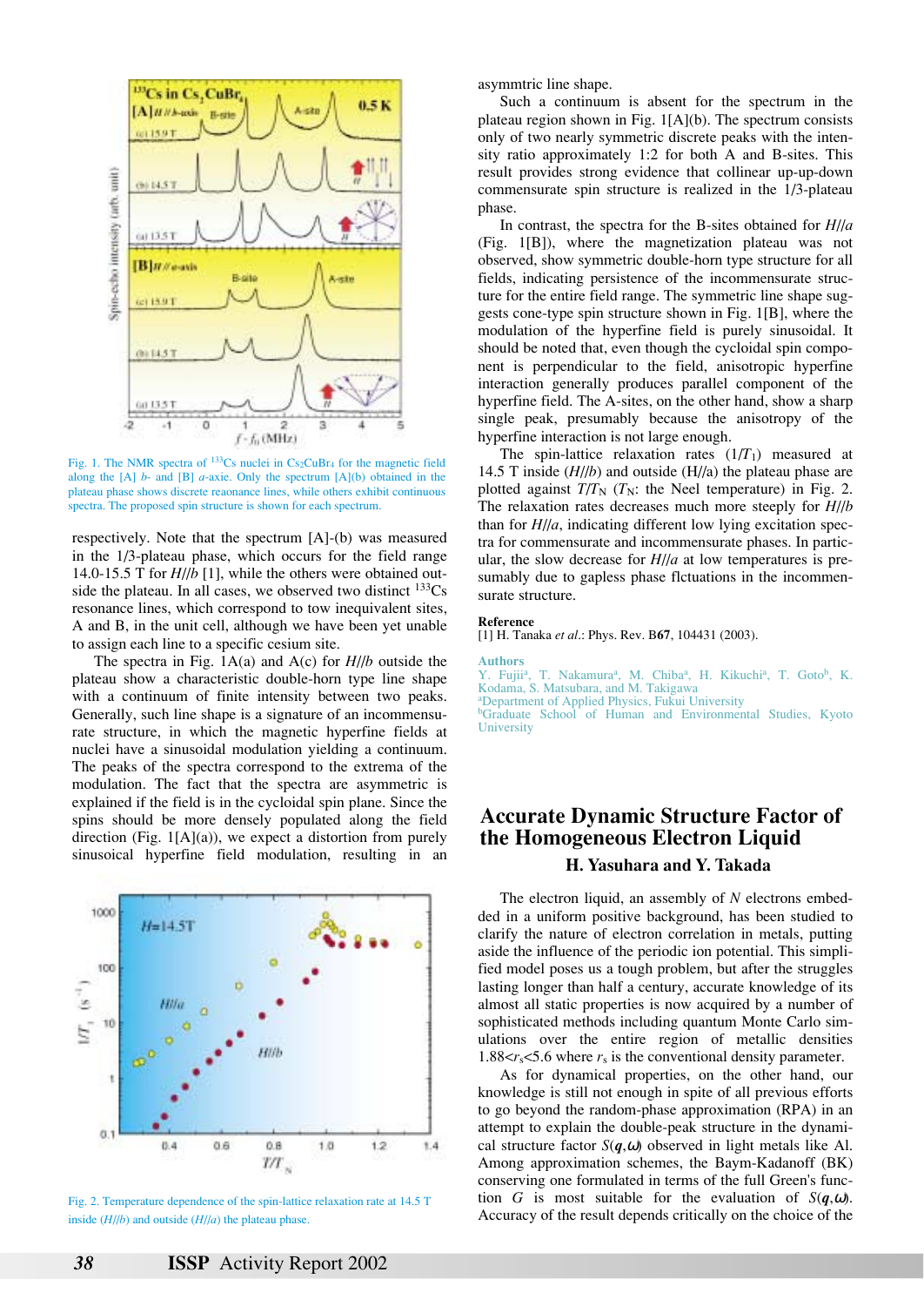Fig. 1. The NMR spectra of [133]Cs nuclei in $Cs_2CuBr_4$ for the magnetic field along the [A] *b*- and [B] *a*-axie. Only the spectrum [A](b) obtained in the plateau phase shows discrete reaonance lines, while others exhibit continuous spectra. The proposed spin structure is shown for each spectrum.

respectively. Note that the spectrum [A]-(b) was measured in the 1/3-plateau phase, which occurs for the field range 14.0-15.5 T for *H*//*b* [1], while the others were obtained outside the plateau. In all cases, we observed two distinct [133]Cs resonance lines, which correspond to tow inequivalent sites, A and B, in the unit cell, although we have been yet unable to assign each line to a specific cesium site.

The spectra in Fig. 1A(a) and A(c) for *H*//*b* outside the plateau show a characteristic double-horn type line shape with a continuum of finite intensity between two peaks. Generally, such line shape is a signature of an incommensurate structure, in which the magnetic hyperfine fields at nuclei have a sinusoidal modulation yielding a continuum. The peaks of the spectra correspond to the extrema of the modulation. The fact that the spectra are asymmetric is explained if the field is in the cycloidal spin plane. Since the spins should be more densely populated along the field direction (Fig. 1[A](a)), we expect a distortion from purely sinusoical hyperfine field modulation, resulting in an asymmtric line shape.

Such a continuum is absent for the spectrum in the plateau region shown in Fig. 1[A](b). The spectrum consists only of two nearly symmetric discrete peaks with the intensity ratio approximately 1:2 for both A and B-sites. This result provides strong evidence that collinear up-up-down commensurate spin structure is realized in the 1/3-plateau phase.

In contrast, the spectra for the B-sites obtained for *H*//*a* (Fig. 1[B]), where the magnetization plateau was not observed, show symmetric double-horn type structure for all fields, indicating persistence of the incommensurate structure for the entire field range. The symmetric line shape suggests cone-type spin structure shown in Fig. 1[B], where the modulation of the hyperfine field is purely sinusoidal. It should be noted that, even though the cycloidal spin component is perpendicular to the field, anisotropic hyperfine interaction generally produces parallel component of the hyperfine field. The A-sites, on the other hand, show a sharp single peak, presumably because the anisotropy of the hyperfine interaction is not large enough.

The spin-lattice relaxation rates ($1/T_1$) measured at 14.5 T inside (*H*//*b*) and outside (H//a) the plateau phase are plotted against $T/T_N$ ($T_N$: the Neel temperature) in Fig. 2. The relaxation rates decreases much more steeply for *H*//*b* than for *H*//*a*, indicating different low lying excitation spectra for commensurate and incommensurate phases. In particular, the slow decrease for *H*//*a* at low temperatures is presumably due to gapless phase flctuations in the incommensurate structure.

Fig. 2. Temperature dependence of the spin-lattice relaxation rate at 14.5 T inside (*H*//*b*) and outside (*H*//*a*) the plateau phase.

**Reference**

[1] H. Tanaka *et al.*: Phys. Rev. B**67**, 104431 (2003).

**Authors**

Y. Fujii[a], T. Nakamura[a], M. Chiba[a], H. Kikuchi[a], T. Goto[b], K. Kodama, S. Matsubara, and M. Takigawa
[a]Department of Applied Physics, Fukui University
[b]Graduate School of Human and Environmental Studies, Kyoto University

## Accurate Dynamic Structure Factor of the Homogeneous Electron Liquid

### H. Yasuhara and Y. Takada

The electron liquid, an assembly of *N* electrons embedded in a uniform positive background, has been studied to clarify the nature of electron correlation in metals, putting aside the influence of the periodic ion potential. This simplified model poses us a tough problem, but after the struggles lasting longer than half a century, accurate knowledge of its almost all static properties is now acquired by a number of sophisticated methods including quantum Monte Carlo simulations over the entire region of metallic densities $1.88<r_s<5.6$ where $r_s$ is the conventional density parameter.

As for dynamical properties, on the other hand, our knowledge is still not enough in spite of all previous efforts to go beyond the random-phase approximation (RPA) in an attempt to explain the double-peak structure in the dynamical structure factor $S(\boldsymbol{q},\omega)$ observed in light metals like Al. Among approximation schemes, the Baym-Kadanoff (BK) conserving one formulated in terms of the full Green's function *G* is most suitable for the evaluation of $S(\boldsymbol{q},\omega)$. Accuracy of the result depends critically on the choice of the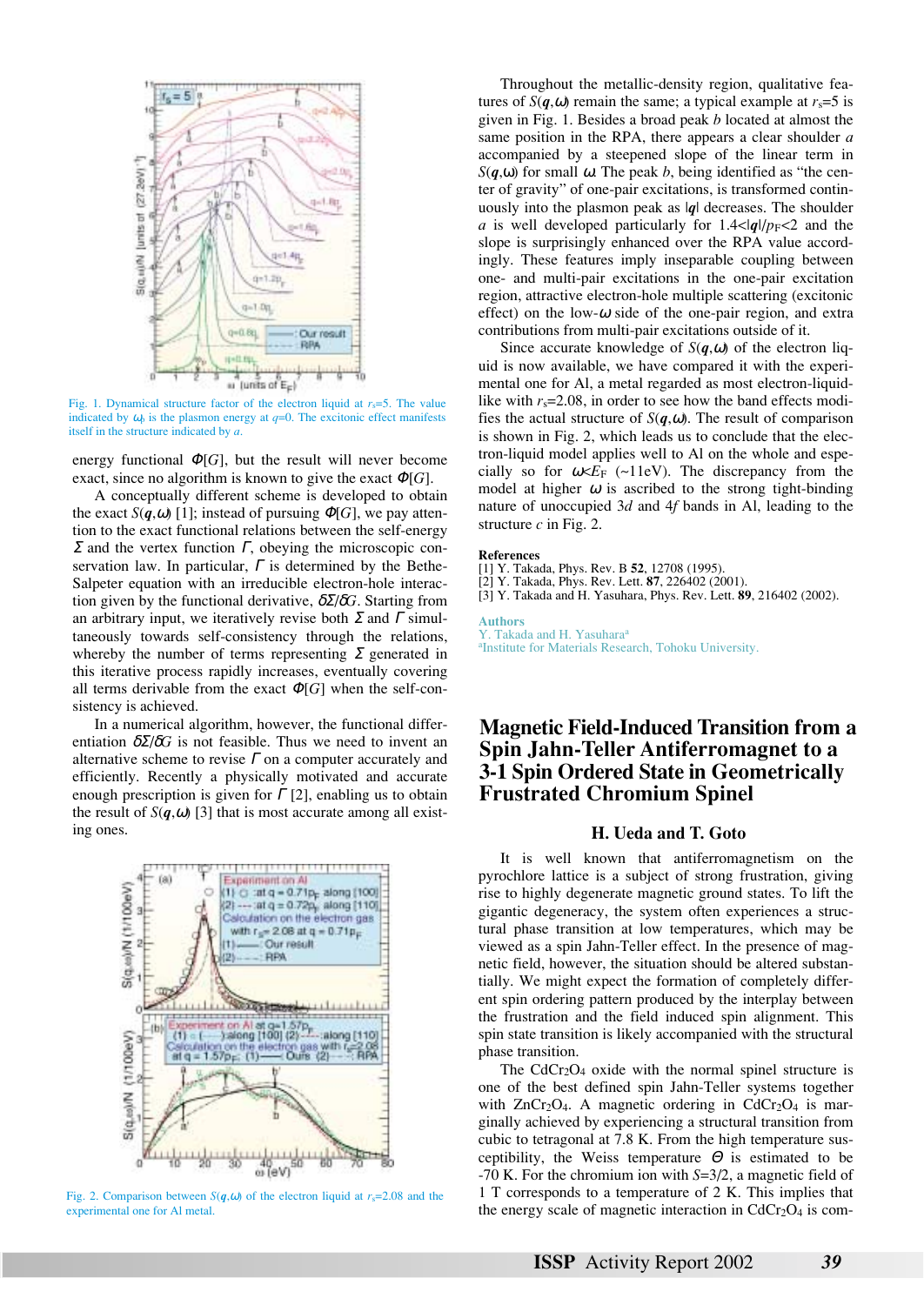Fig. 1. Dynamical structure factor of the electron liquid at $r_s$=5. The value indicated by $\omega_p$ is the plasmon energy at $q$=0. The excitonic effect manifests itself in the structure indicated by $a$.

energy functional $\Phi[G]$, but the result will never become exact, since no algorithm is known to give the exact $\Phi[G]$.

A conceptually different scheme is developed to obtain the exact $S(\boldsymbol{q},\omega)$ [1]; instead of pursuing $\Phi[G]$, we pay attention to the exact functional relations between the self-energy $\Sigma$ and the vertex function $\Gamma$, obeying the microscopic conservation law. In particular, $\Gamma$ is determined by the Bethe-Salpeter equation with an irreducible electron-hole interaction given by the functional derivative, $\delta\Sigma/\delta G$. Starting from an arbitrary input, we iteratively revise both $\Sigma$ and $\Gamma$ simultaneously towards self-consistency through the relations, whereby the number of terms representing $\Sigma$ generated in this iterative process rapidly increases, eventually covering all terms derivable from the exact $\Phi[G]$ when the self-consistency is achieved.

In a numerical algorithm, however, the functional differentiation $\delta\Sigma/\delta G$ is not feasible. Thus we need to invent an alternative scheme to revise $\Gamma$ on a computer accurately and efficiently. Recently a physically motivated and accurate enough prescription is given for $\Gamma$ [2], enabling us to obtain the result of $S(\boldsymbol{q},\omega)$ [3] that is most accurate among all existing ones.

Fig. 2. Comparison between $S(\boldsymbol{q},\omega)$ of the electron liquid at $r_s$=2.08 and the experimental one for Al metal.

Throughout the metallic-density region, qualitative features of $S(\boldsymbol{q},\omega)$ remain the same; a typical example at $r_s$=5 is given in Fig. 1. Besides a broad peak $b$ located at almost the same position in the RPA, there appears a clear shoulder $a$ accompanied by a steepened slope of the linear term in $S(\boldsymbol{q},\omega)$ for small $\omega$. The peak $b$, being identified as "the center of gravity" of one-pair excitations, is transformed continuously into the plasmon peak as $|\boldsymbol{q}|$ decreases. The shoulder $a$ is well developed particularly for $1.4<|\boldsymbol{q}|/p_F<2$ and the slope is surprisingly enhanced over the RPA value accordingly. These features imply inseparable coupling between one- and multi-pair excitations in the one-pair excitation region, attractive electron-hole multiple scattering (excitonic effect) on the low-$\omega$ side of the one-pair region, and extra contributions from multi-pair excitations outside of it.

Since accurate knowledge of $S(\boldsymbol{q},\omega)$ of the electron liquid is now available, we have compared it with the experimental one for Al, a metal regarded as most electron-liquid-like with $r_s$=2.08, in order to see how the band effects modifies the actual structure of $S(\boldsymbol{q},\omega)$. The result of comparison is shown in Fig. 2, which leads us to conclude that the electron-liquid model applies well to Al on the whole and especially so for $\omega < E_F$ (~11eV). The discrepancy from the model at higher $\omega$ is ascribed to the strong tight-binding nature of unoccupied 3$d$ and 4$f$ bands in Al, leading to the structure $c$ in Fig. 2.

**References**

[1] Y. Takada, Phys. Rev. B **52**, 12708 (1995).
[2] Y. Takada, Phys. Rev. Lett. **87**, 226402 (2001).
[3] Y. Takada and H. Yasuhara, Phys. Rev. Lett. **89**, 216402 (2002).

**Authors**
Y. Takada and H. Yasuhara[a]
[a]Institute for Materials Research, Tohoku University.

# Magnetic Field-Induced Transition from a Spin Jahn-Teller Antiferromagnet to a 3-1 Spin Ordered State in Geometrically Frustrated Chromium Spinel

## H. Ueda and T. Goto

It is well known that antiferromagnetism on the pyrochlore lattice is a subject of strong frustration, giving rise to highly degenerate magnetic ground states. To lift the gigantic degeneracy, the system often experiences a structural phase transition at low temperatures, which may be viewed as a spin Jahn-Teller effect. In the presence of magnetic field, however, the situation should be altered substantially. We might expect the formation of completely different spin ordering pattern produced by the interplay between the frustration and the field induced spin alignment. This spin state transition is likely accompanied with the structural phase transition.

The $CdCr_2O_4$ oxide with the normal spinel structure is one of the best defined spin Jahn-Teller systems together with $ZnCr_2O_4$. A magnetic ordering in $CdCr_2O_4$ is marginally achieved by experiencing a structural transition from cubic to tetragonal at 7.8 K. From the high temperature susceptibility, the Weiss temperature $\Theta$ is estimated to be -70 K. For the chromium ion with $S$=3/2, a magnetic field of 1 T corresponds to a temperature of 2 K. This implies that the energy scale of magnetic interaction in $CdCr_2O_4$ is com-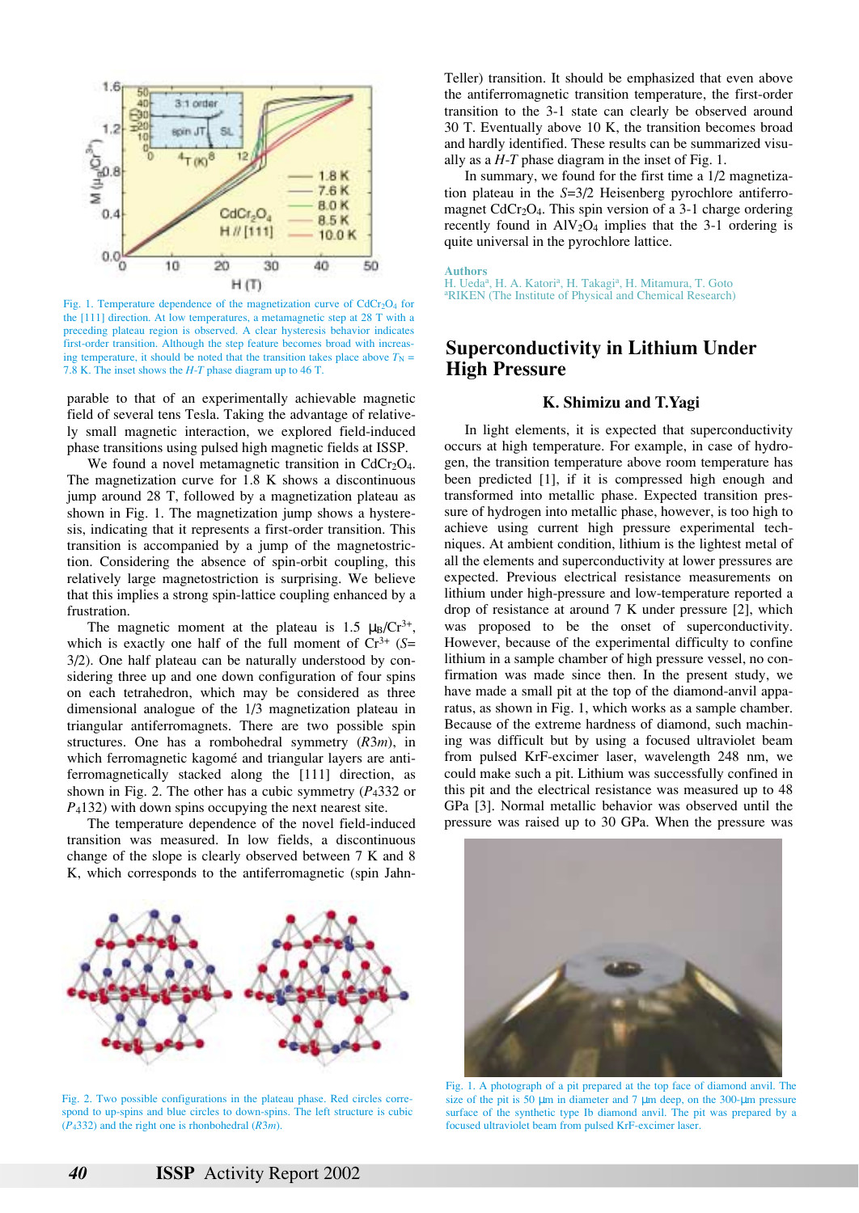Fig. 1. Temperature dependence of the magnetization curve of $CdCr_2O_4$ for the [111] direction. At low temperatures, a metamagnetic step at 28 T with a preceding plateau region is observed. A clear hysteresis behavior indicates first-order transition. Although the step feature becomes broad with increasing temperature, it should be noted that the transition takes place above $T_N$ = 7.8 K. The inset shows the *H-T* phase diagram up to 46 T.

parable to that of an experimentally achievable magnetic field of several tens Tesla. Taking the advantage of relatively small magnetic interaction, we explored field-induced phase transitions using pulsed high magnetic fields at ISSP.

We found a novel metamagnetic transition in $CdCr_2O_4$. The magnetization curve for 1.8 K shows a discontinuous jump around 28 T, followed by a magnetization plateau as shown in Fig. 1. The magnetization jump shows a hysteresis, indicating that it represents a first-order transition. This transition is accompanied by a jump of the magnetostriction. Considering the absence of spin-orbit coupling, this relatively large magnetostriction is surprising. We believe that this implies a strong spin-lattice coupling enhanced by a frustration.

The magnetic moment at the plateau is 1.5 $\mu_B/Cr^{3+}$, which is exactly one half of the full moment of $Cr^{3+}$ ($S$= 3/2). One half plateau can be naturally understood by considering three up and one down configuration of four spins on each tetrahedron, which may be considered as three dimensional analogue of the 1/3 magnetization plateau in triangular antiferromagnets. There are two possible spin structures. One has a rombohedral symmetry ($R3m$), in which ferromagnetic kagomé and triangular layers are antiferromagnetically stacked along the [111] direction, as shown in Fig. 2. The other has a cubic symmetry ($P4_332$ or $P4_132$) with down spins occupying the next nearest site.

The temperature dependence of the novel field-induced transition was measured. In low fields, a discontinuous change of the slope is clearly observed between 7 K and 8 K, which corresponds to the antiferromagnetic (spin Jahn-Teller) transition. It should be emphasized that even above the antiferromagnetic transition temperature, the first-order transition to the 3-1 state can clearly be observed around 30 T. Eventually above 10 K, the transition becomes broad and hardly identified. These results can be summarized visually as a *H-T* phase diagram in the inset of Fig. 1.

Fig. 2. Two possible configurations in the plateau phase. Red circles correspond to up-spins and blue circles to down-spins. The left structure is cubic ($P4_332$) and the right one is rhonbohedral ($R3m$).

In summary, we found for the first time a 1/2 magnetization plateau in the $S$=3/2 Heisenberg pyrochlore antiferromagnet $CdCr_2O_4$. This spin version of a 3-1 charge ordering recently found in $AlV_2O_4$ implies that the 3-1 ordering is quite universal in the pyrochlore lattice.

**Authors**
H. Ueda[a], H. A. Katori[a], H. Takagi[a], H. Mitamura, T. Goto
[a]RIKEN (The Institute of Physical and Chemical Research)

## Superconductivity in Lithium Under High Pressure

### K. Shimizu and T.Yagi

In light elements, it is expected that superconductivity occurs at high temperature. For example, in case of hydrogen, the transition temperature above room temperature has been predicted [1], if it is compressed high enough and transformed into metallic phase. Expected transition pressure of hydrogen into metallic phase, however, is too high to achieve using current high pressure experimental techniques. At ambient condition, lithium is the lightest metal of all the elements and superconductivity at lower pressures are expected. Previous electrical resistance measurements on lithium under high-pressure and low-temperature reported a drop of resistance at around 7 K under pressure [2], which was proposed to be the onset of superconductivity. However, because of the experimental difficulty to confine lithium in a sample chamber of high pressure vessel, no confirmation was made since then. In the present study, we have made a small pit at the top of the diamond-anvil apparatus, as shown in Fig. 1, which works as a sample chamber. Because of the extreme hardness of diamond, such machining was difficult but by using a focused ultraviolet beam from pulsed KrF-excimer laser, wavelength 248 nm, we could make such a pit. Lithium was successfully confined in this pit and the electrical resistance was measured up to 48 GPa [3]. Normal metallic behavior was observed until the pressure was raised up to 30 GPa. When the pressure was

Fig. 1. A photograph of a pit prepared at the top face of diamond anvil. The size of the pit is 50 μm in diameter and 7 μm deep, on the 300-μm pressure surface of the synthetic type Ib diamond anvil. The pit was prepared by a focused ultraviolet beam from pulsed KrF-excimer laser.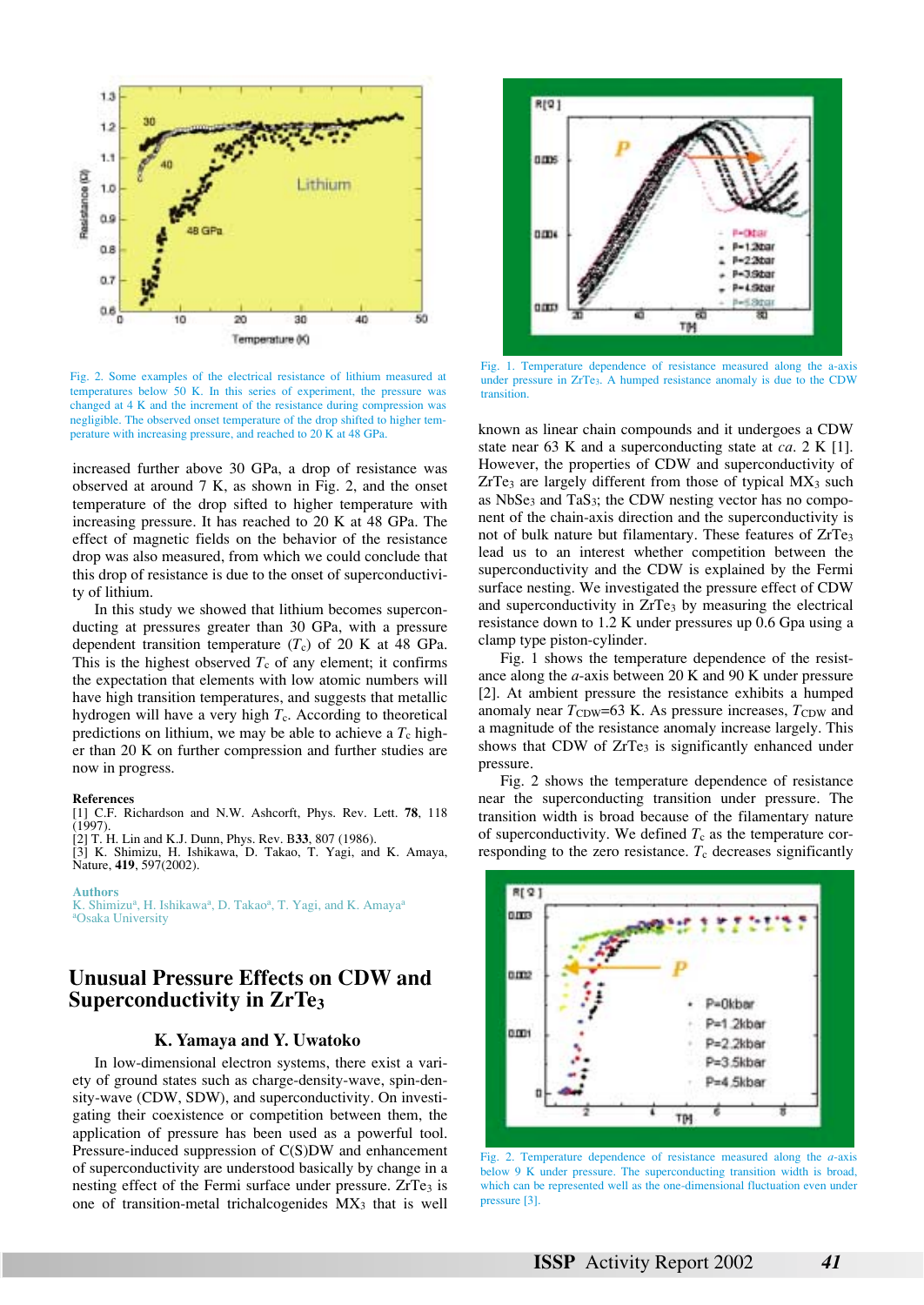Fig. 2. Some examples of the electrical resistance of lithium measured at temperatures below 50 K. In this series of experiment, the pressure was changed at 4 K and the increment of the resistance during compression was negligible. The observed onset temperature of the drop shifted to higher temperature with increasing pressure, and reached to 20 K at 48 GPa.

increased further above 30 GPa, a drop of resistance was observed at around 7 K, as shown in Fig. 2, and the onset temperature of the drop sifted to higher temperature with increasing pressure. It has reached to 20 K at 48 GPa. The effect of magnetic fields on the behavior of the resistance drop was also measured, from which we could conclude that this drop of resistance is due to the onset of superconductivity of lithium.

In this study we showed that lithium becomes superconducting at pressures greater than 30 GPa, with a pressure dependent transition temperature ($T_c$) of 20 K at 48 GPa. This is the highest observed $T_c$ of any element; it confirms the expectation that elements with low atomic numbers will have high transition temperatures, and suggests that metallic hydrogen will have a very high $T_c$. According to theoretical predictions on lithium, we may be able to achieve a $T_c$ higher than 20 K on further compression and further studies are now in progress.

**References**

[1] C.F. Richardson and N.W. Ashcorft, Phys. Rev. Lett. **78**, 118 (1997).
[2] T. H. Lin and K.J. Dunn, Phys. Rev. B**33**, 807 (1986).
[3] K. Shimizu, H. Ishikawa, D. Takao, T. Yagi, and K. Amaya, Nature, **419**, 597(2002).

**Authors**
K. Shimizu[a], H. Ishikawa[a], D. Takao[a], T. Yagi, and K. Amaya[a]
[a]Osaka University

# Unusual Pressure Effects on CDW and Superconductivity in $ZrTe_3$

### K. Yamaya and Y. Uwatoko

In low-dimensional electron systems, there exist a variety of ground states such as charge-density-wave, spin-density-wave (CDW, SDW), and superconductivity. On investigating their coexistence or competition between them, the application of pressure has been used as a powerful tool. Pressure-induced suppression of C(S)DW and enhancement of superconductivity are understood basically by change in a nesting effect of the Fermi surface under pressure. $ZrTe_3$ is one of transition-metal trichalcogenides $MX_3$ that is well known as linear chain compounds and it undergoes a CDW state near 63 K and a superconducting state at *ca.* 2 K [1]. However, the properties of CDW and superconductivity of $ZrTe_3$ are largely different from those of typical $MX_3$ such as $NbSe_3$ and $TaS_3$; the CDW nesting vector has no component of the chain-axis direction and the superconductivity is not of bulk nature but filamentary. These features of $ZrTe_3$ lead us to an interest whether competition between the superconductivity and the CDW is explained by the Fermi surface nesting. We investigated the pressure effect of CDW and superconductivity in $ZrTe_3$ by measuring the electrical resistance down to 1.2 K under pressures up 0.6 Gpa using a clamp type piston-cylinder.

Fig. 1. Temperature dependence of resistance measured along the a-axis under pressure in $ZrTe_3$. A humped resistance anomaly is due to the CDW transition.

Fig. 1 shows the temperature dependence of the resistance along the *a*-axis between 20 K and 90 K under pressure [2]. At ambient pressure the resistance exhibits a humped anomaly near $T_{CDW}$=63 K. As pressure increases, $T_{CDW}$ and a magnitude of the resistance anomaly increase largely. This shows that CDW of $ZrTe_3$ is significantly enhanced under pressure.

Fig. 2 shows the temperature dependence of resistance near the superconducting transition under pressure. The transition width is broad because of the filamentary nature of superconductivity. We defined $T_c$ as the temperature corresponding to the zero resistance. $T_c$ decreases significantly

Fig. 2. Temperature dependence of resistance measured along the *a*-axis below 9 K under pressure. The superconducting transition width is broad, which can be represented well as the one-dimensional fluctuation even under pressure [3].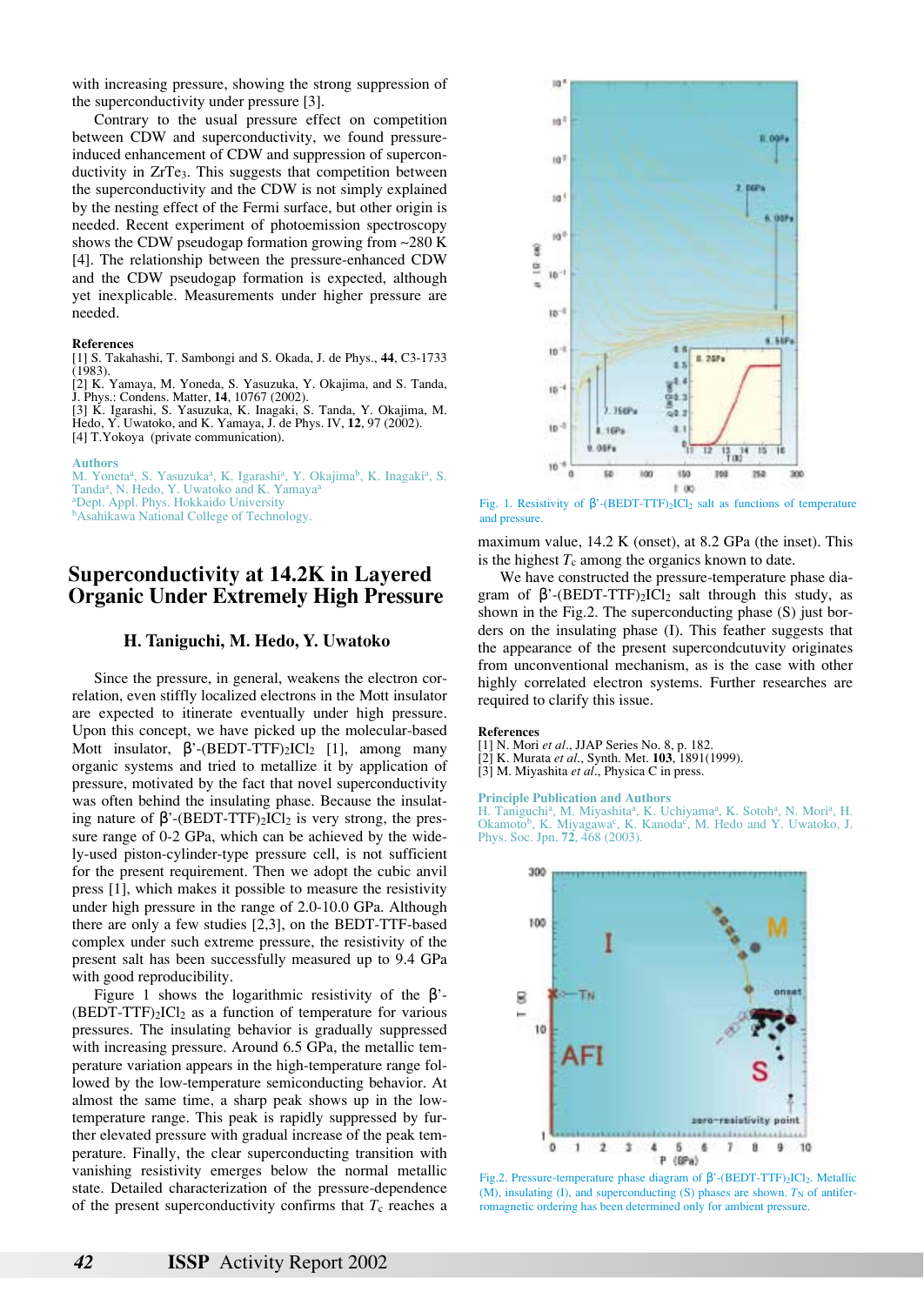with increasing pressure, showing the strong suppression of the superconductivity under pressure [3].

Contrary to the usual pressure effect on competition between CDW and superconductivity, we found pressure-induced enhancement of CDW and suppression of superconductivity in $ZrTe_3$. This suggests that competition between the superconductivity and the CDW is not simply explained by the nesting effect of the Fermi surface, but other origin is needed. Recent experiment of photoemission spectroscopy shows the CDW pseudogap formation growing from ~280 K [4]. The relationship between the pressure-enhanced CDW and the CDW pseudogap formation is expected, although yet inexplicable. Measurements under higher pressure are needed.

**References**

[1] S. Takahashi, T. Sambongi and S. Okada, J. de Phys., **44**, C3-1733 (1983).
[2] K. Yamaya, M. Yoneda, S. Yasuzuka, Y. Okajima, and S. Tanda, J. Phys.: Condens. Matter, **14**, 10767 (2002).
[3] K. Igarashi, S. Yasuzuka, K. Inagaki, S. Tanda, Y. Okajima, M. Hedo, Y. Uwatoko, and K. Yamaya, J. de Phys. IV, **12**, 97 (2002).
[4] T.Yokoya (private communication).

**Authors**

M. Yoneta[a], S. Yasuzuka[a], K. Igarashi[a], Y. Okajima[b], K. Inagaki[a], S. Tanda[a], N. Hedo, Y. Uwatoko and K. Yamaya[a]
[a]Dept. Appl. Phys. Hokkaido University
[b]Asahikawa National College of Technology.

# Superconductivity at 14.2K in Layered Organic Under Extremely High Pressure

### H. Taniguchi, M. Hedo, Y. Uwatoko

Since the pressure, in general, weakens the electron correlation, even stiffly localized electrons in the Mott insulator are expected to itinerate eventually under high pressure. Upon this concept, we have picked up the molecular-based Mott insulator, β'-$(BEDT\text{-}TTF)_2ICl_2$ [1], among many organic systems and tried to metallize it by application of pressure, motivated by the fact that novel superconductivity was often behind the insulating phase. Because the insulating nature of β'-$(BEDT\text{-}TTF)_2ICl_2$ is very strong, the pressure range of 0-2 GPa, which can be achieved by the widely-used piston-cylinder-type pressure cell, is not sufficient for the present requirement. Then we adopt the cubic anvil press [1], which makes it possible to measure the resistivity under high pressure in the range of 2.0-10.0 GPa. Although there are only a few studies [2,3], on the BEDT-TTF-based complex under such extreme pressure, the resistivity of the present salt has been successfully measured up to 9.4 GPa with good reproducibility.

Figure 1 shows the logarithmic resistivity of the β'-$(BEDT\text{-}TTF)_2ICl_2$ as a function of temperature for various pressures. The insulating behavior is gradually suppressed with increasing pressure. Around 6.5 GPa, the metallic temperature variation appears in the high-temperature range followed by the low-temperature semiconducting behavior. At almost the same time, a sharp peak shows up in the low-temperature range. This peak is rapidly suppressed by further elevated pressure with gradual increase of the peak temperature. Finally, the clear superconducting transition with vanishing resistivity emerges below the normal metallic state. Detailed characterization of the pressure-dependence of the present superconductivity confirms that $T_c$ reaches a maximum value, 14.2 K (onset), at 8.2 GPa (the inset). This is the highest $T_c$ among the organics known to date.

Fig. 1. Resistivity of β'-$(BEDT\text{-}TTF)_2ICl_2$ salt as functions of temperature and pressure.

We have constructed the pressure-temperature phase diagram of β'-$(BEDT\text{-}TTF)_2ICl_2$ salt through this study, as shown in the Fig.2. The superconducting phase (S) just borders on the insulating phase (I). This feather suggests that the appearance of the present superconductuvity originates from unconventional mechanism, as is the case with other highly correlated electron systems. Further researches are required to clarify this issue.

**References**

[1] N. Mori *et al.*, JJAP Series No. 8, p. 182.
[2] K. Murata *et al.*, Synth. Met. **103**, 1891(1999).
[3] M. Miyashita *et al.*, Physica C in press.

**Principle Publication and Authors**

H. Taniguchi[a], M. Miyashita[a], K. Uchiyama[a], K. Sotoh[a], N. Mori[a], H. Okamoto[b], K. Miyagawa[c], K. Kanoda[c], M. Hedo and Y. Uwatoko, J. Phys. Soc. Jpn. **72**, 468 (2003).

Fig.2. Pressure-temperature phase diagram of β'-$(BEDT\text{-}TTF)_2ICl_2$. Metallic (M), insulating (I), and superconducting (S) phases are shown. $T_N$ of antiferromagnetic ordering has been determined only for ambient pressure.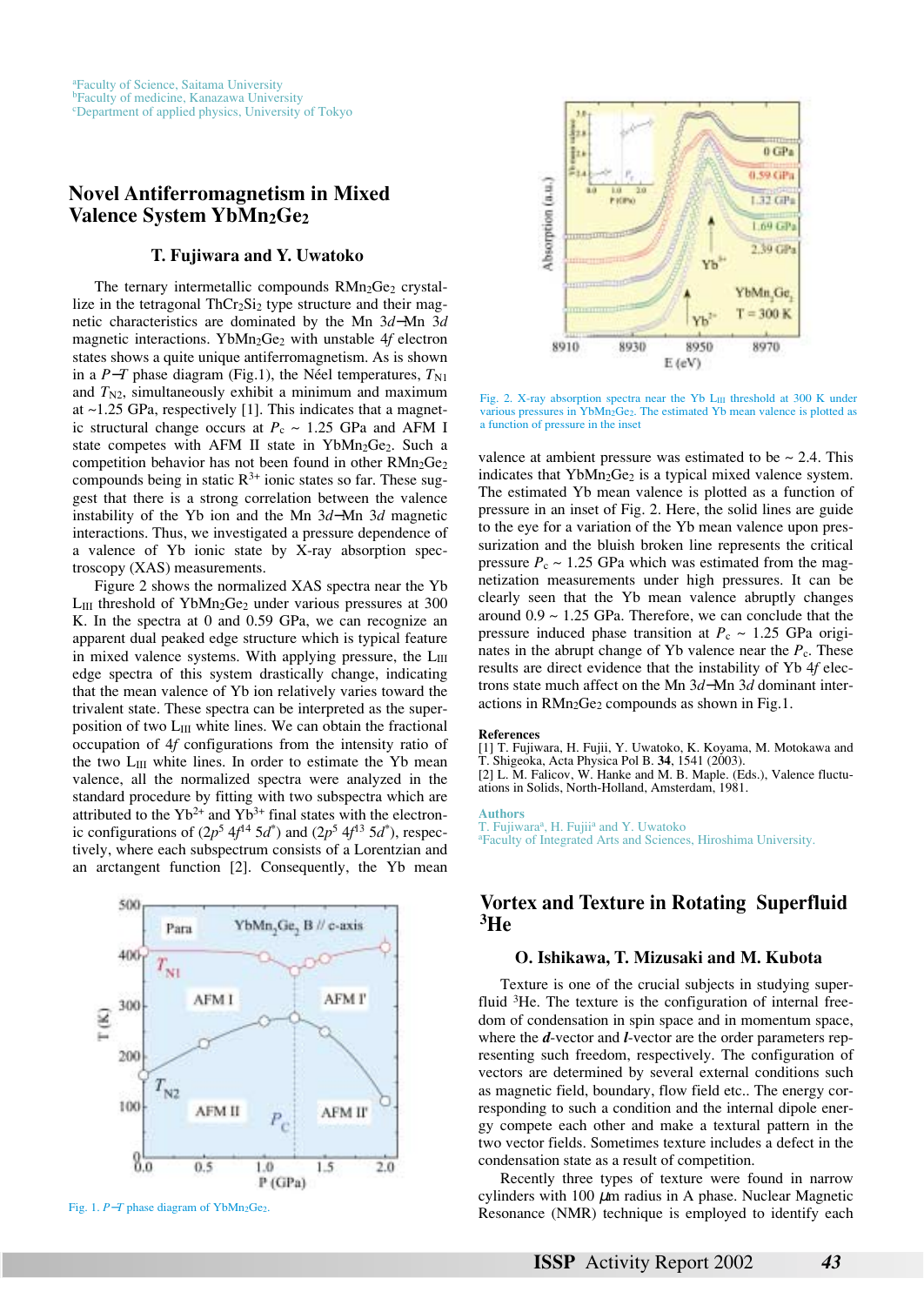[a]Faculty of Science, Saitama University
[b]Faculty of medicine, Kanazawa University
[c]Department of applied physics, University of Tokyo

## Novel Antiferromagnetism in Mixed Valence System $YbMn_2Ge_2$

### T. Fujiwara and Y. Uwatoko

The ternary intermetallic compounds $RMn_2Ge_2$ crystallize in the tetragonal $ThCr_2Si_2$ type structure and their magnetic characteristics are dominated by the Mn 3*d*–Mn 3*d* magnetic interactions. $YbMn_2Ge_2$ with unstable 4*f* electron states shows a quite unique antiferromagnetism. As is shown in a *P*–*T* phase diagram (Fig.1), the Néel temperatures, $T_{N1}$ and $T_{N2}$, simultaneously exhibit a minimum and maximum at ~1.25 GPa, respectively [1]. This indicates that a magnetic structural change occurs at $P_c$ ~ 1.25 GPa and AFM I state competes with AFM II state in $YbMn_2Ge_2$. Such a competition behavior has not been found in other $RMn_2Ge_2$ compounds being in static $R^{3+}$ ionic states so far. These suggest that there is a strong correlation between the valence instability of the Yb ion and the Mn 3*d*–Mn 3*d* magnetic interactions. Thus, we investigated a pressure dependence of a valence of Yb ionic state by X-ray absorption spectroscopy (XAS) measurements.

Figure 2 shows the normalized XAS spectra near the Yb $L_{III}$ threshold of $YbMn_2Ge_2$ under various pressures at 300 K. In the spectra at 0 and 0.59 GPa, we can recognize an apparent dual peaked edge structure which is typical feature in mixed valence systems. With applying pressure, the $L_{III}$ edge spectra of this system drastically change, indicating that the mean valence of Yb ion relatively varies toward the trivalent state. These spectra can be interpreted as the superposition of two $L_{III}$ white lines. We can obtain the fractional occupation of 4*f* configurations from the intensity ratio of the two $L_{III}$ white lines. In order to estimate the Yb mean valence, all the normalized spectra were analyzed in the standard procedure by fitting with two subspectra which are attributed to the $Yb^{2+}$ and $Yb^{3+}$ final states with the electronic configurations of $(2p^5\,4f^{14}\,5d^*)$ and $(2p^5\,4f^{13}\,5d^*)$, respectively, where each subspectrum consists of a Lorentzian and an arctangent function [2]. Consequently, the Yb mean valence at ambient pressure was estimated to be ~ 2.4. This indicates that $YbMn_2Ge_2$ is a typical mixed valence system. The estimated Yb mean valence is plotted as a function of pressure in an inset of Fig. 2. Here, the solid lines are guide to the eye for a variation of the Yb mean valence upon pressurization and the bluish broken line represents the critical pressure $P_c$ ~ 1.25 GPa which was estimated from the magnetization measurements under high pressures. It can be clearly seen that the Yb mean valence abruptly changes around 0.9 ~ 1.25 GPa. Therefore, we can conclude that the pressure induced phase transition at $P_c$ ~ 1.25 GPa originates in the abrupt change of Yb valence near the $P_c$. These results are direct evidence that the instability of Yb 4*f* electrons state much affect on the Mn 3*d*–Mn 3*d* dominant interactions in $RMn_2Ge_2$ compounds as shown in Fig.1.

Fig. 1. *P*–*T* phase diagram of $YbMn_2Ge_2$.

Fig. 2. X-ray absorption spectra near the Yb $L_{III}$ threshold at 300 K under various pressures in $YbMn_2Ge_2$. The estimated Yb mean valence is plotted as a function of pressure in the inset

**References**

[1] T. Fujiwara, H. Fujii, Y. Uwatoko, K. Koyama, M. Motokawa and T. Shigeoka, Acta Physica Pol B. **34**, 1541 (2003).
[2] L. M. Falicov, W. Hanke and M. B. Maple. (Eds.), Valence fluctuations in Solids, North-Holland, Amsterdam, 1981.

**Authors**
T. Fujiwara[a], H. Fujii[a] and Y. Uwatoko
[a]Faculty of Integrated Arts and Sciences, Hiroshima University.

## Vortex and Texture in Rotating Superfluid $^3$He

### O. Ishikawa, T. Mizusaki and M. Kubota

Texture is one of the crucial subjects in studying superfluid $^3$He. The texture is the configuration of internal freedom of condensation in spin space and in momentum space, where the ***d***-vector and ***l***-vector are the order parameters representing such freedom, respectively. The configuration of vectors are determined by several external conditions such as magnetic field, boundary, flow field etc.. The energy corresponding to such a condition and the internal dipole energy compete each other and make a textural pattern in the two vector fields. Sometimes texture includes a defect in the condensation state as a result of competition.

Recently three types of texture were found in narrow cylinders with 100 $\mu$m radius in A phase. Nuclear Magnetic Resonance (NMR) technique is employed to identify each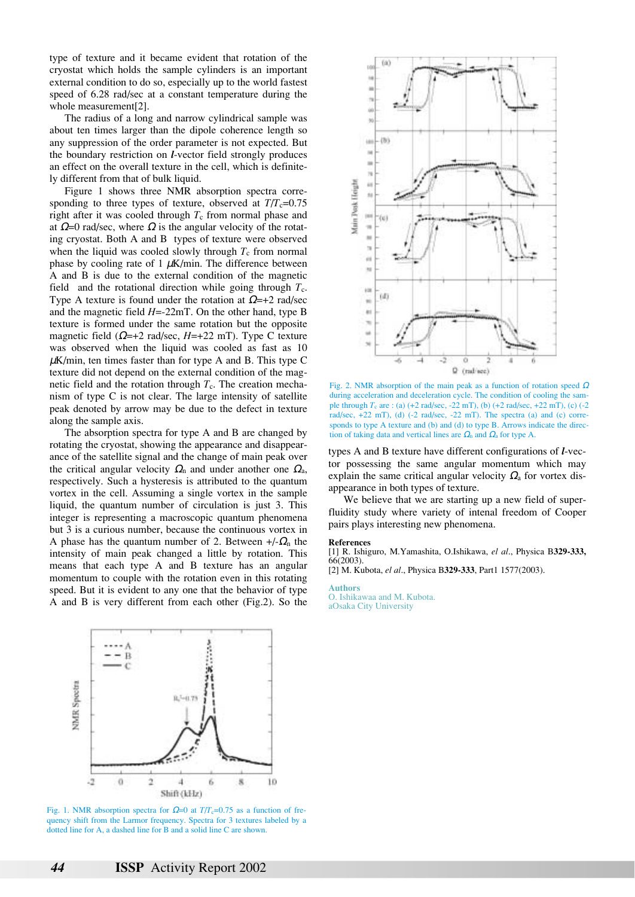type of texture and it became evident that rotation of the cryostat which holds the sample cylinders is an important external condition to do so, especially up to the world fastest speed of 6.28 rad/sec at a constant temperature during the whole measurement[2].

The radius of a long and narrow cylindrical sample was about ten times larger than the dipole coherence length so any suppression of the order parameter is not expected. But the boundary restriction on ***l***-vector field strongly produces an effect on the overall texture in the cell, which is definitely different from that of bulk liquid.

Figure 1 shows three NMR absorption spectra corresponding to three types of texture, observed at $T/T_c$=0.75 right after it was cooled through $T_c$ from normal phase and at $\Omega$=0 rad/sec, where $\Omega$ is the angular velocity of the rotating cryostat. Both A and B types of texture were observed when the liquid was cooled slowly through $T_c$ from normal phase by cooling rate of 1 $\mu$K/min. The difference between A and B is due to the external condition of the magnetic field and the rotational direction while going through $T_c$. Type A texture is found under the rotation at $\Omega$=+2 rad/sec and the magnetic field $H$=-22mT. On the other hand, type B texture is formed under the same rotation but the opposite magnetic field ($\Omega$=+2 rad/sec, $H$=+22 mT). Type C texture was observed when the liquid was cooled as fast as 10 $\mu$K/min, ten times faster than for type A and B. This type C texture did not depend on the external condition of the magnetic field and the rotation through $T_c$. The creation mechanism of type C is not clear. The large intensity of satellite peak denoted by arrow may be due to the defect in texture along the sample axis.

The absorption spectra for type A and B are changed by rotating the cryostat, showing the appearance and disappearance of the satellite signal and the change of main peak over the critical angular velocity $\Omega_n$ and under another one $\Omega_a$, respectively. Such a hysteresis is attributed to the quantum vortex in the cell. Assuming a single vortex in the sample liquid, the quantum number of circulation is just 3. This integer is representing a macroscopic quantum phenomena but 3 is a curious number, because the continuous vortex in A phase has the quantum number of 2. Between +/-$\Omega_n$ the intensity of main peak changed a little by rotation. This means that each type A and B texture has an angular momentum to couple with the rotation even in this rotating speed. But it is evident to any one that the behavior of type A and B is very different from each other (Fig.2). So the types A and B texture have different configurations of ***l***-vector possessing the same angular momentum which may explain the same critical angular velocity $\Omega_a$ for vortex disappearance in both types of texture.

We believe that we are starting up a new field of superfluidity study where variety of intenal freedom of Cooper pairs plays interesting new phenomena.

Fig. 1. NMR absorption spectra for $\Omega$=0 at $T/T_c$=0.75 as a function of frequency shift from the Larmor frequency. Spectra for 3 textures labeled by a dotted line for A, a dashed line for B and a solid line C are shown.

Fig. 2. NMR absorption of the main peak as a function of rotation speed $\Omega$ during acceleration and deceleration cycle. The condition of cooling the sample through $T_c$ are : (a) (+2 rad/sec, -22 mT), (b) (+2 rad/sec, +22 mT), (c) (-2 rad/sec, +22 mT), (d) (-2 rad/sec, -22 mT). The spectra (a) and (c) corresponds to type A texture and (b) and (d) to type B. Arrows indicate the direction of taking data and vertical lines are $\Omega_n$ and $\Omega_a$ for type A.

### References

[1] R. Ishiguro, M.Yamashita, O.Ishikawa, *el al*., Physica B**329-333,** 66(2003).

[2] M. Kubota, *el al*., Physica B**329-333**, Part1 1577(2003).

### Authors

O. Ishikawaa and M. Kubota.
aOsaka City University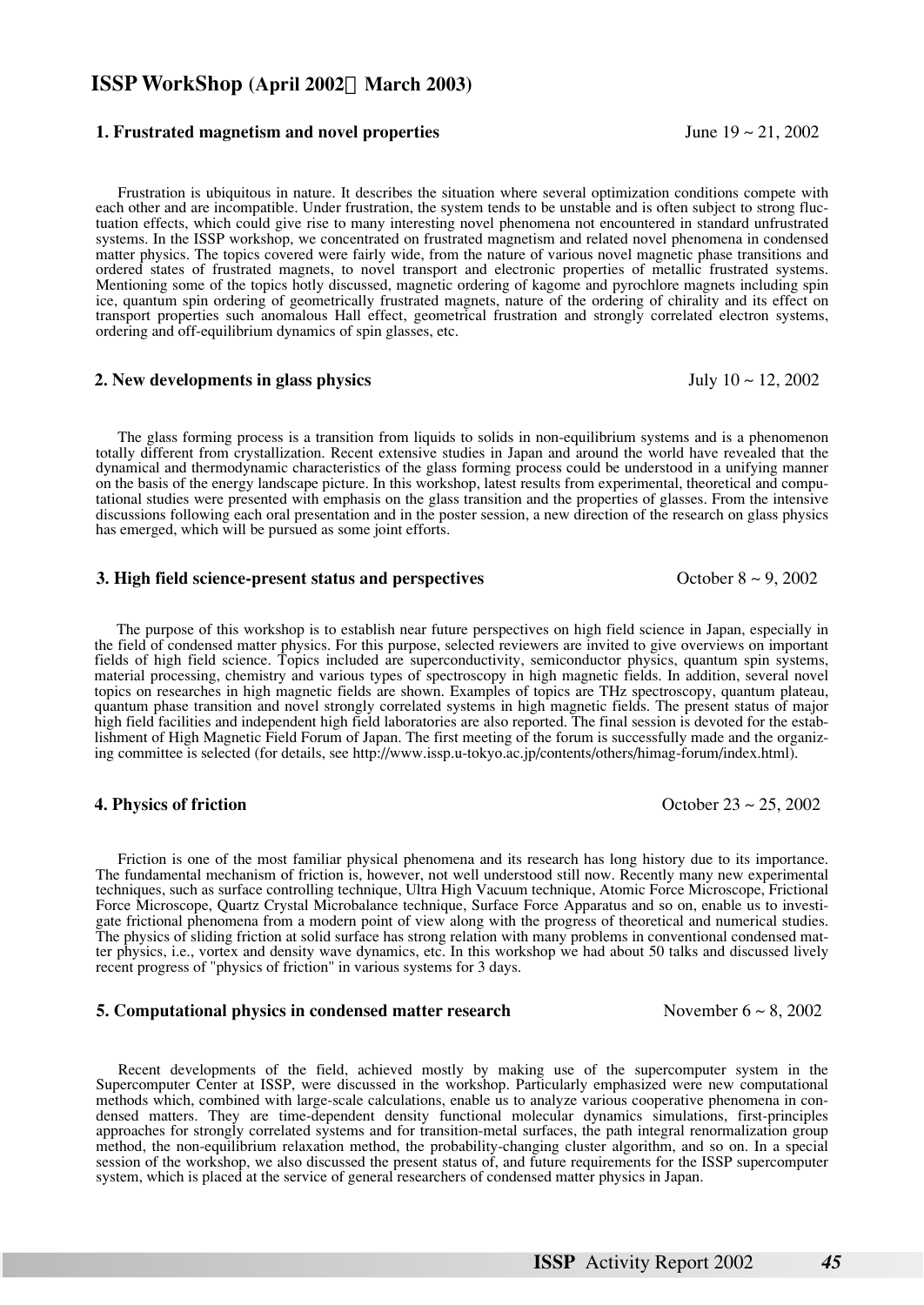# ISSP WorkShop (April 2002～March 2003)

## 1. Frustrated magnetism and novel properties

June 19 ~ 21, 2002

Frustration is ubiquitous in nature. It describes the situation where several optimization conditions compete with each other and are incompatible. Under frustration, the system tends to be unstable and is often subject to strong fluctuation effects, which could give rise to many interesting novel phenomena not encountered in standard unfrustrated systems. In the ISSP workshop, we concentrated on frustrated magnetism and related novel phenomena in condensed matter physics. The topics covered were fairly wide, from the nature of various novel magnetic phase transitions and ordered states of frustrated magnets, to novel transport and electronic properties of metallic frustrated systems. Mentioning some of the topics hotly discussed, magnetic ordering of kagome and pyrochlore magnets including spin ice, quantum spin ordering of geometrically frustrated magnets, nature of the ordering of chirality and its effect on transport properties such anomalous Hall effect, geometrical frustration and strongly correlated electron systems, ordering and off-equilibrium dynamics of spin glasses, etc.

## 2. New developments in glass physics

July 10 ~ 12, 2002

The glass forming process is a transition from liquids to solids in non-equilibrium systems and is a phenomenon totally different from crystallization. Recent extensive studies in Japan and around the world have revealed that the dynamical and thermodynamic characteristics of the glass forming process could be understood in a unifying manner on the basis of the energy landscape picture. In this workshop, latest results from experimental, theoretical and computational studies were presented with emphasis on the glass transition and the properties of glasses. From the intensive discussions following each oral presentation and in the poster session, a new direction of the research on glass physics has emerged, which will be pursued as some joint efforts.

## 3. High field science-present status and perspectives

October 8 ~ 9, 2002

The purpose of this workshop is to establish near future perspectives on high field science in Japan, especially in the field of condensed matter physics. For this purpose, selected reviewers are invited to give overviews on important fields of high field science. Topics included are superconductivity, semiconductor physics, quantum spin systems, material processing, chemistry and various types of spectroscopy in high magnetic fields. In addition, several novel topics on researches in high magnetic fields are shown. Examples of topics are THz spectroscopy, quantum plateau, quantum phase transition and novel strongly correlated systems in high magnetic fields. The present status of major high field facilities and independent high field laboratories are also reported. The final session is devoted for the establishment of High Magnetic Field Forum of Japan. The first meeting of the forum is successfully made and the organizing committee is selected (for details, see http://www.issp.u-tokyo.ac.jp/contents/others/himag-forum/index.html).

## 4. Physics of friction

October 23 ~ 25, 2002

Friction is one of the most familiar physical phenomena and its research has long history due to its importance. The fundamental mechanism of friction is, however, not well understood still now. Recently many new experimental techniques, such as surface controlling technique, Ultra High Vacuum technique, Atomic Force Microscope, Frictional Force Microscope, Quartz Crystal Microbalance technique, Surface Force Apparatus and so on, enable us to investigate frictional phenomena from a modern point of view along with the progress of theoretical and numerical studies. The physics of sliding friction at solid surface has strong relation with many problems in conventional condensed matter physics, i.e., vortex and density wave dynamics, etc. In this workshop we had about 50 talks and discussed lively recent progress of "physics of friction" in various systems for 3 days.

## 5. Computational physics in condensed matter research

November 6 ~ 8, 2002

Recent developments of the field, achieved mostly by making use of the supercomputer system in the Supercomputer Center at ISSP, were discussed in the workshop. Particularly emphasized were new computational methods which, combined with large-scale calculations, enable us to analyze various cooperative phenomena in condensed matters. They are time-dependent density functional molecular dynamics simulations, first-principles approaches for strongly correlated systems and for transition-metal surfaces, the path integral renormalization group method, the non-equilibrium relaxation method, the probability-changing cluster algorithm, and so on. In a special session of the workshop, we also discussed the present status of, and future requirements for the ISSP supercomputer system, which is placed at the service of general researchers of condensed matter physics in Japan.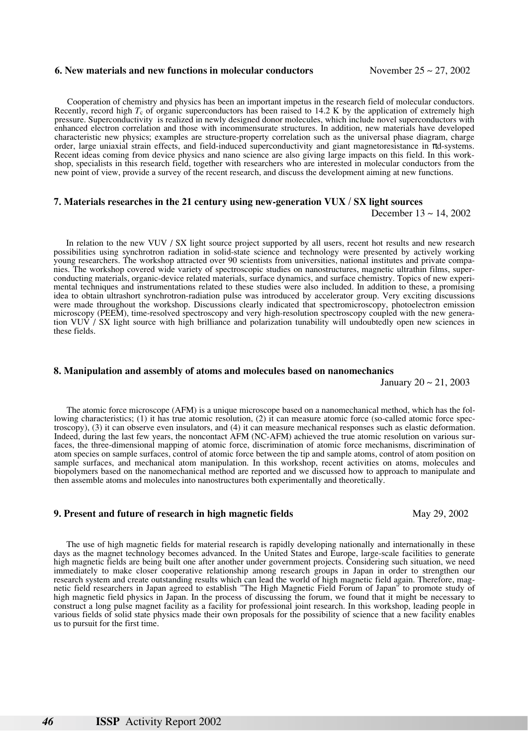### 6. New materials and new functions in molecular conductors

November 25 ~ 27, 2002

Cooperation of chemistry and physics has been an important impetus in the research field of molecular conductors. Recently, record high $T_c$ of organic superconductors has been raised to 14.2 K by the application of extremely high pressure. Superconductivity is realized in newly designed donor molecules, which include novel superconductors with enhanced electron correlation and those with incommensurate structures. In addition, new materials have developed characteristic new physics; examples are structure-property correlation such as the universal phase diagram, charge order, large uniaxial strain effects, and field-induced superconductivity and giant magnetoresistance in πd-systems. Recent ideas coming from device physics and nano science are also giving large impacts on this field. In this workshop, specialists in this research field, together with researchers who are interested in molecular conductors from the new point of view, provide a survey of the recent research, and discuss the development aiming at new functions.

### 7. Materials researches in the 21 century using new-generation VUX / SX light sources

December 13 ~ 14, 2002

In relation to the new VUV / SX light source project supported by all users, recent hot results and new research possibilities using synchrotron radiation in solid-state science and technology were presented by actively working young researchers. The workshop attracted over 90 scientists from universities, national institutes and private companies. The workshop covered wide variety of spectroscopic studies on nanostructures, magnetic ultrathin films, superconducting materials, organic-device related materials, surface dynamics, and surface chemistry. Topics of new experimental techniques and instrumentations related to these studies were also included. In addition to these, a promising idea to obtain ultrashort synchrotron-radiation pulse was introduced by accelerator group. Very exciting discussions were made throughout the workshop. Discussions clearly indicated that spectromicroscopy, photoelectron emission microscopy (PEEM), time-resolved spectroscopy and very high-resolution spectroscopy coupled with the new generation VUV / SX light source with high brilliance and polarization tunability will undoubtedly open new sciences in these fields.

### 8. Manipulation and assembly of atoms and molecules based on nanomechanics

January 20 ~ 21, 2003

The atomic force microscope (AFM) is a unique microscope based on a nanomechanical method, which has the following characteristics; (1) it has true atomic resolution, (2) it can measure atomic force (so-called atomic force spectroscopy), (3) it can observe even insulators, and (4) it can measure mechanical responses such as elastic deformation. Indeed, during the last few years, the noncontact AFM (NC-AFM) achieved the true atomic resolution on various surfaces, the three-dimensional mapping of atomic force, discrimination of atomic force mechanisms, discrimination of atom species on sample surfaces, control of atomic force between the tip and sample atoms, control of atom position on sample surfaces, and mechanical atom manipulation. In this workshop, recent activities on atoms, molecules and biopolymers based on the nanomechanical method are reported and we discussed how to approach to manipulate and then assemble atoms and molecules into nanostructures both experimentally and theoretically.

### 9. Present and future of research in high magnetic fields

May 29, 2002

The use of high magnetic fields for material research is rapidly developing nationally and internationally in these days as the magnet technology becomes advanced. In the United States and Europe, large-scale facilities to generate high magnetic fields are being built one after another under government projects. Considering such situation, we need immediately to make closer cooperative relationship among research groups in Japan in order to strengthen our research system and create outstanding results which can lead the world of high magnetic field again. Therefore, magnetic field researchers in Japan agreed to establish "The High Magnetic Field Forum of Japan" to promote study of high magnetic field physics in Japan. In the process of discussing the forum, we found that it might be necessary to construct a long pulse magnet facility as a facility for professional joint research. In this workshop, leading people in various fields of solid state physics made their own proposals for the possibility of science that a new facility enables us to pursuit for the first time.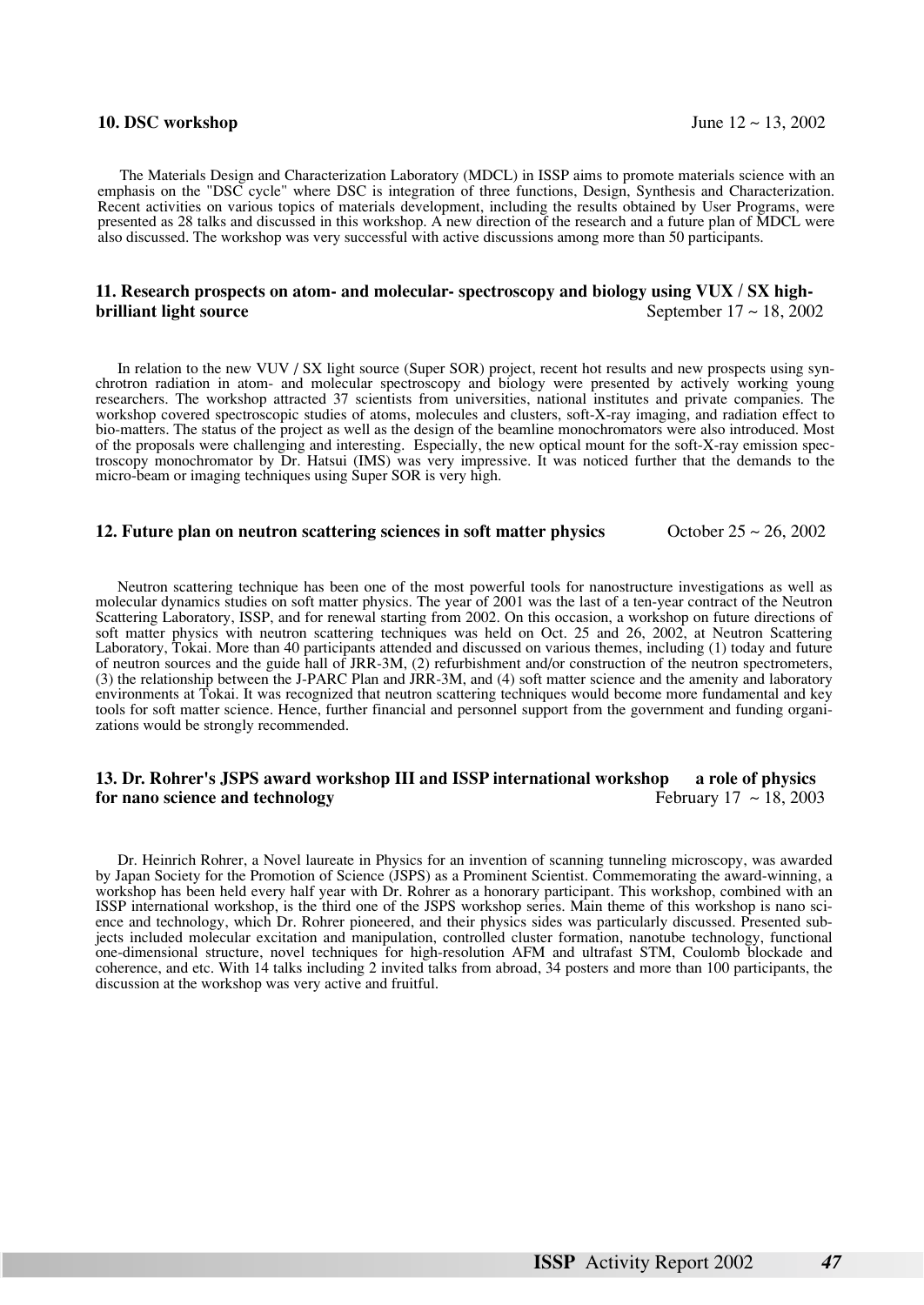### 10. DSC workshop

June 12 ~ 13, 2002

The Materials Design and Characterization Laboratory (MDCL) in ISSP aims to promote materials science with an emphasis on the "DSC cycle" where DSC is integration of three functions, Design, Synthesis and Characterization. Recent activities on various topics of materials development, including the results obtained by User Programs, were presented as 28 talks and discussed in this workshop. A new direction of the research and a future plan of MDCL were also discussed. The workshop was very successful with active discussions among more than 50 participants.

### 11. Research prospects on atom- and molecular- spectroscopy and biology using VUX / SX high-brilliant light source

September 17 ~ 18, 2002

In relation to the new VUV / SX light source (Super SOR) project, recent hot results and new prospects using synchrotron radiation in atom- and molecular spectroscopy and biology were presented by actively working young researchers. The workshop attracted 37 scientists from universities, national institutes and private companies. The workshop covered spectroscopic studies of atoms, molecules and clusters, soft-X-ray imaging, and radiation effect to bio-matters. The status of the project as well as the design of the beamline monochromators were also introduced. Most of the proposals were challenging and interesting. Especially, the new optical mount for the soft-X-ray emission spectroscopy monochromator by Dr. Hatsui (IMS) was very impressive. It was noticed further that the demands to the micro-beam or imaging techniques using Super SOR is very high.

### 12. Future plan on neutron scattering sciences in soft matter physics

October 25 ~ 26, 2002

Neutron scattering technique has been one of the most powerful tools for nanostructure investigations as well as molecular dynamics studies on soft matter physics. The year of 2001 was the last of a ten-year contract of the Neutron Scattering Laboratory, ISSP, and for renewal starting from 2002. On this occasion, a workshop on future directions of soft matter physics with neutron scattering techniques was held on Oct. 25 and 26, 2002, at Neutron Scattering Laboratory, Tokai. More than 40 participants attended and discussed on various themes, including (1) today and future of neutron sources and the guide hall of JRR-3M, (2) refurbishment and/or construction of the neutron spectrometers, (3) the relationship between the J-PARC Plan and JRR-3M, and (4) soft matter science and the amenity and laboratory environments at Tokai. It was recognized that neutron scattering techniques would become more fundamental and key tools for soft matter science. Hence, further financial and personnel support from the government and funding organizations would be strongly recommended.

### 13. Dr. Rohrer's JSPS award workshop III and ISSP international workshop a role of physics for nano science and technology

February 17 ~ 18, 2003

Dr. Heinrich Rohrer, a Novel laureate in Physics for an invention of scanning tunneling microscopy, was awarded by Japan Society for the Promotion of Science (JSPS) as a Prominent Scientist. Commemorating the award-winning, a workshop has been held every half year with Dr. Rohrer as a honorary participant. This workshop, combined with an ISSP international workshop, is the third one of the JSPS workshop series. Main theme of this workshop is nano science and technology, which Dr. Rohrer pioneered, and their physics sides was particularly discussed. Presented subjects included molecular excitation and manipulation, controlled cluster formation, nanotube technology, functional one-dimensional structure, novel techniques for high-resolution AFM and ultrafast STM, Coulomb blockade and coherence, and etc. With 14 talks including 2 invited talks from abroad, 34 posters and more than 100 participants, the discussion at the workshop was very active and fruitful.